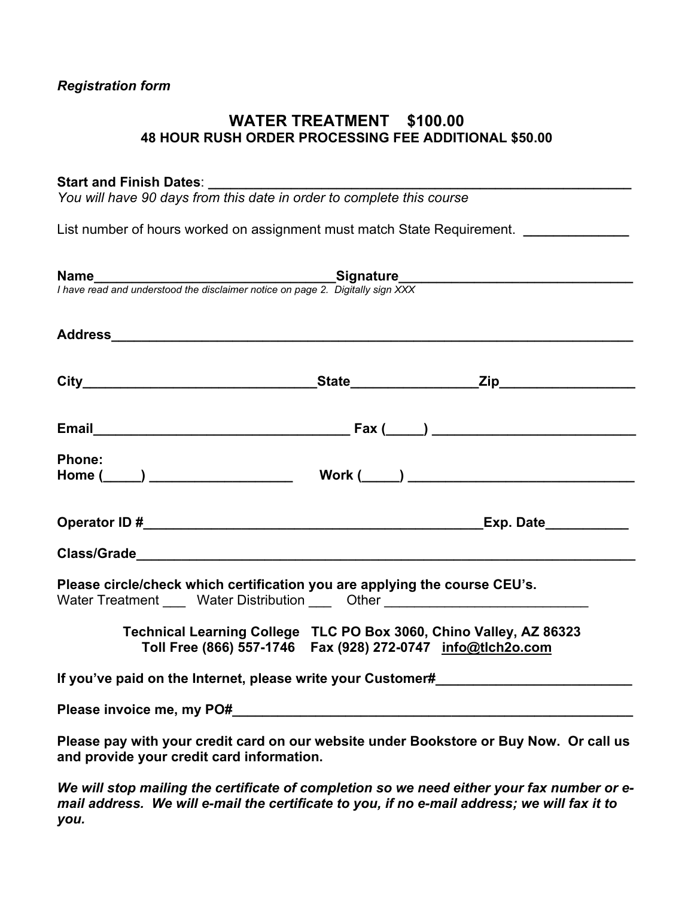*Registration form*

# WATER TREATMENT $100.00

## 48 HOUR RUSH ORDER PROCESSING FEE ADDITIONAL $50.00

**Start and Finish Dates**: ___________________________________________________________

*You will have 90 days from this date in order to complete this course*

List number of hours worked on assignment must match State Requirement. ______________

**Name**________________________________**Signature**______________________________

*I have read and understood the disclaimer notice on page 2. Digitally sign XXX*

**Address**_______________________________________________________________________

**City**______________________________**State**________________**Zip**_________________

**Email**_________________________________ **Fax (_____)** ___________________________

**Phone:**
**Home (_____)** ___________________ **Work (_____)** ______________________________

**Operator ID #**____________________________________________**Exp. Date**___________

**Class/Grade**____________________________________________________________________

**Please circle/check which certification you are applying the course CEU's.**
Water Treatment ___ Water Distribution ___ Other ___________________________

**Technical Learning College TLC PO Box 3060, Chino Valley, AZ 86323**
**Toll Free (866) 557-1746 Fax (928) 272-0747 info@tlch2o.com**

**If you've paid on the Internet, please write your Customer#**_________________________

**Please invoice me, my PO#**_______________________________________________________

**Please pay with your credit card on our website under Bookstore or Buy Now. Or call us and provide your credit card information.**

***We will stop mailing the certificate of completion so we need either your fax number or e-mail address. We will e-mail the certificate to you, if no e-mail address; we will fax it to you.***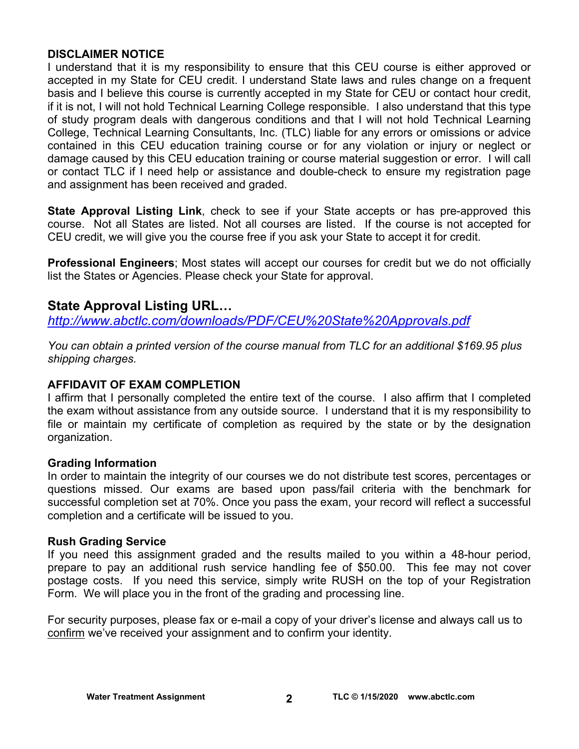### DISCLAIMER NOTICE

I understand that it is my responsibility to ensure that this CEU course is either approved or accepted in my State for CEU credit. I understand State laws and rules change on a frequent basis and I believe this course is currently accepted in my State for CEU or contact hour credit, if it is not, I will not hold Technical Learning College responsible. I also understand that this type of study program deals with dangerous conditions and that I will not hold Technical Learning College, Technical Learning Consultants, Inc. (TLC) liable for any errors or omissions or advice contained in this CEU education training course or for any violation or injury or neglect or damage caused by this CEU education training or course material suggestion or error. I will call or contact TLC if I need help or assistance and double-check to ensure my registration page and assignment has been received and graded.

**State Approval Listing Link**, check to see if your State accepts or has pre-approved this course. Not all States are listed. Not all courses are listed. If the course is not accepted for CEU credit, we will give you the course free if you ask your State to accept it for credit.

**Professional Engineers**; Most states will accept our courses for credit but we do not officially list the States or Agencies. Please check your State for approval.

## State Approval Listing URL…

*http://www.abctlc.com/downloads/PDF/CEU%20State%20Approvals.pdf*

*You can obtain a printed version of the course manual from TLC for an additional $169.95 plus shipping charges.*

### AFFIDAVIT OF EXAM COMPLETION

I affirm that I personally completed the entire text of the course. I also affirm that I completed the exam without assistance from any outside source. I understand that it is my responsibility to file or maintain my certificate of completion as required by the state or by the designation organization.

### Grading Information

In order to maintain the integrity of our courses we do not distribute test scores, percentages or questions missed. Our exams are based upon pass/fail criteria with the benchmark for successful completion set at 70%. Once you pass the exam, your record will reflect a successful completion and a certificate will be issued to you.

### Rush Grading Service

If you need this assignment graded and the results mailed to you within a 48-hour period, prepare to pay an additional rush service handling fee of $50.00. This fee may not cover postage costs. If you need this service, simply write RUSH on the top of your Registration Form. We will place you in the front of the grading and processing line.

For security purposes, please fax or e-mail a copy of your driver's license and always call us to confirm we've received your assignment and to confirm your identity.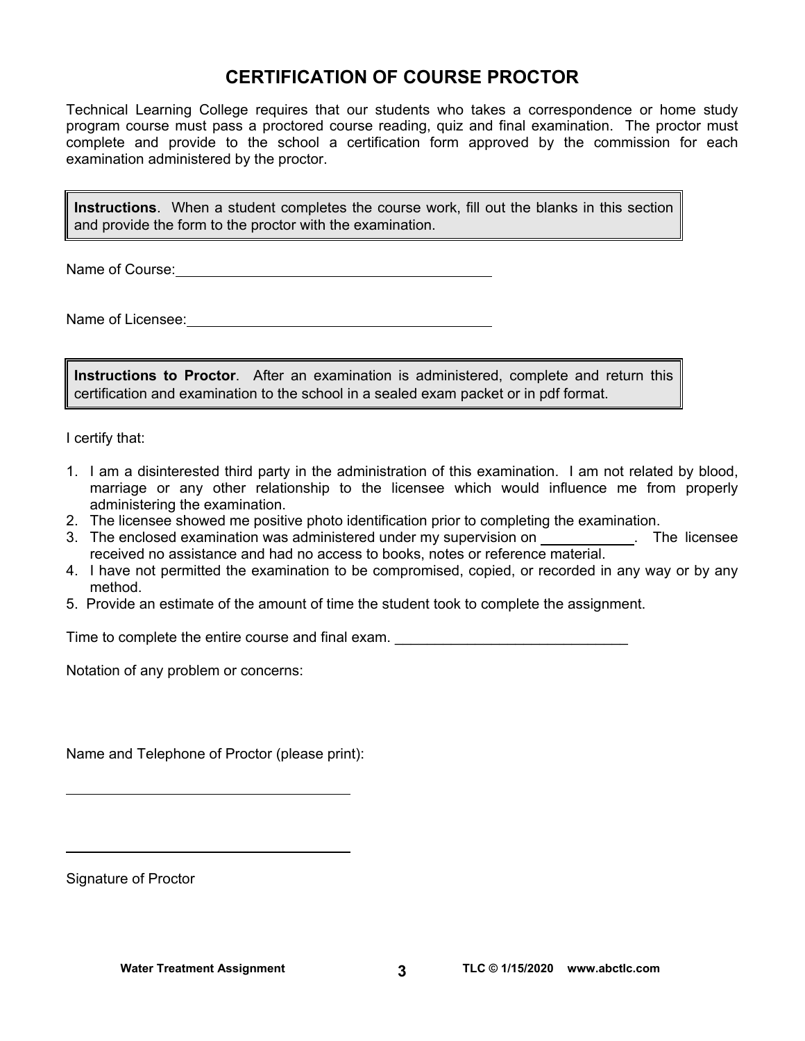# CERTIFICATION OF COURSE PROCTOR

Technical Learning College requires that our students who takes a correspondence or home study program course must pass a proctored course reading, quiz and final examination. The proctor must complete and provide to the school a certification form approved by the commission for each examination administered by the proctor.

> **Instructions**. When a student completes the course work, fill out the blanks in this section and provide the form to the proctor with the examination.

Name of Course: ________________________________________

Name of Licensee: ________________________________________

> **Instructions to Proctor**. After an examination is administered, complete and return this certification and examination to the school in a sealed exam packet or in pdf format.

I certify that:

1. I am a disinterested third party in the administration of this examination. I am not related by blood, marriage or any other relationship to the licensee which would influence me from properly administering the examination.
2. The licensee showed me positive photo identification prior to completing the examination.
3. The enclosed examination was administered under my supervision on ____________. The licensee received no assistance and had no access to books, notes or reference material.
4. I have not permitted the examination to be compromised, copied, or recorded in any way or by any method.
5. Provide an estimate of the amount of time the student took to complete the assignment.

Time to complete the entire course and final exam. _____________________________

Notation of any problem or concerns:

Name and Telephone of Proctor (please print):

______________________________________

______________________________________

Signature of Proctor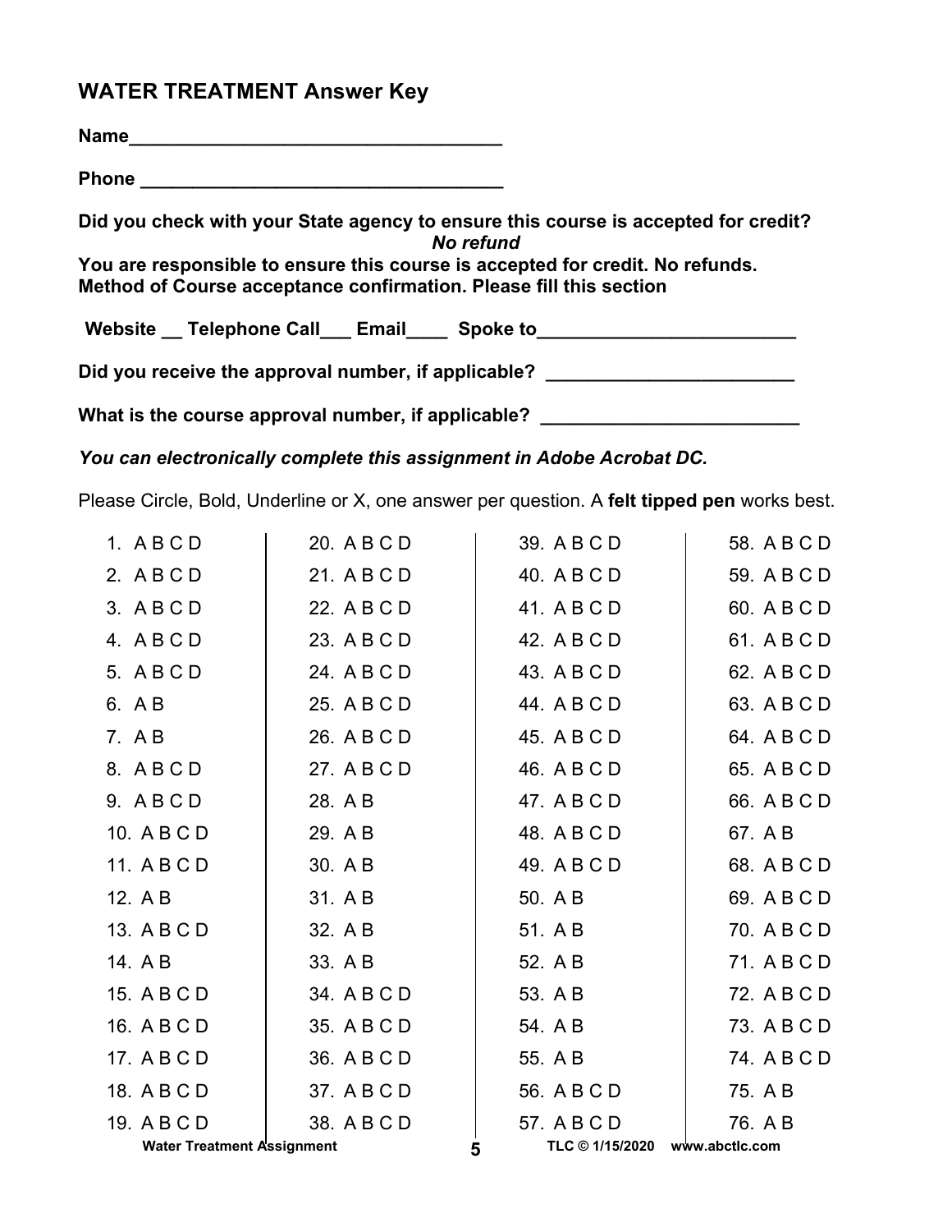## WATER TREATMENT Answer Key

**Name_____________________________________**

**Phone ____________________________________**

**Did you check with your State agency to ensure this course is accepted for credit?**
***No refund***
**You are responsible to ensure this course is accepted for credit. No refunds.**
**Method of Course acceptance confirmation. Please fill this section**

**Website __ Telephone Call___ Email____ Spoke to_________________________**

**Did you receive the approval number, if applicable? ________________________**

**What is the course approval number, if applicable? _________________________**

***You can electronically complete this assignment in Adobe Acrobat DC.***

Please Circle, Bold, Underline or X, one answer per question. A **felt tipped pen** works best.

| | | | |
|---|---|---|---|
| 1. A B C D | 20. A B C D | 39. A B C D | 58. A B C D |
| 2. A B C D | 21. A B C D | 40. A B C D | 59. A B C D |
| 3. A B C D | 22. A B C D | 41. A B C D | 60. A B C D |
| 4. A B C D | 23. A B C D | 42. A B C D | 61. A B C D |
| 5. A B C D | 24. A B C D | 43. A B C D | 62. A B C D |
| 6. A B | 25. A B C D | 44. A B C D | 63. A B C D |
| 7. A B | 26. A B C D | 45. A B C D | 64. A B C D |
| 8. A B C D | 27. A B C D | 46. A B C D | 65. A B C D |
| 9. A B C D | 28. A B | 47. A B C D | 66. A B C D |
| 10. A B C D | 29. A B | 48. A B C D | 67. A B |
| 11. A B C D | 30. A B | 49. A B C D | 68. A B C D |
| 12. A B | 31. A B | 50. A B | 69. A B C D |
| 13. A B C D | 32. A B | 51. A B | 70. A B C D |
| 14. A B | 33. A B | 52. A B | 71. A B C D |
| 15. A B C D | 34. A B C D | 53. A B | 72. A B C D |
| 16. A B C D | 35. A B C D | 54. A B | 73. A B C D |
| 17. A B C D | 36. A B C D | 55. A B | 74. A B C D |
| 18. A B C D | 37. A B C D | 56. A B C D | 75. A B |
| 19. A B C D | 38. A B C D | 57. A B C D | 76. A B |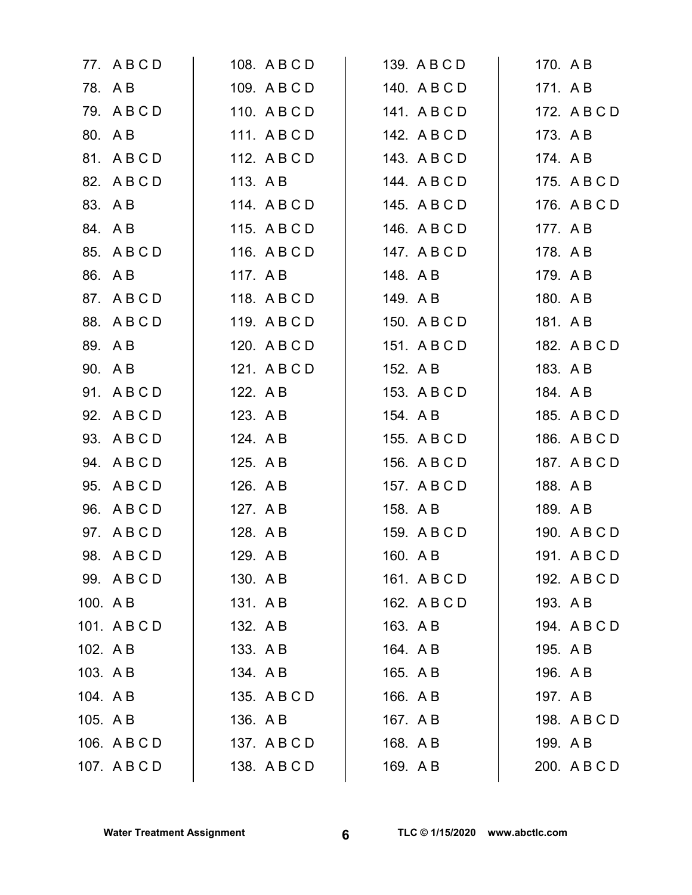77. A B C D
78. A B
79. A B C D
80. A B
81. A B C D
82. A B C D
83. A B
84. A B
85. A B C D
86. A B
87. A B C D
88. A B C D
89. A B
90. A B
91. A B C D
92. A B C D
93. A B C D
94. A B C D
95. A B C D
96. A B C D
97. A B C D
98. A B C D
99. A B C D
100. A B
101. A B C D
102. A B
103. A B
104. A B
105. A B
106. A B C D
107. A B C D
108. A B C D
109. A B C D
110. A B C D
111. A B C D
112. A B C D
113. A B
114. A B C D
115. A B C D
116. A B C D
117. A B
118. A B C D
119. A B C D
120. A B C D
121. A B C D
122. A B
123. A B
124. A B
125. A B
126. A B
127. A B
128. A B
129. A B
130. A B
131. A B
132. A B
133. A B
134. A B
135. A B C D
136. A B
137. A B C D
138. A B C D
139. A B C D
140. A B C D
141. A B C D
142. A B C D
143. A B C D
144. A B C D
145. A B C D
146. A B C D
147. A B C D
148. A B
149. A B
150. A B C D
151. A B C D
152. A B
153. A B C D
154. A B
155. A B C D
156. A B C D
157. A B C D
158. A B
159. A B C D
160. A B
161. A B C D
162. A B C D
163. A B
164. A B
165. A B
166. A B
167. A B
168. A B
169. A B
170. A B
171. A B
172. A B C D
173. A B
174. A B
175. A B C D
176. A B C D
177. A B
178. A B
179. A B
180. A B
181. A B
182. A B C D
183. A B
184. A B
185. A B C D
186. A B C D
187. A B C D
188. A B
189. A B
190. A B C D
191. A B C D
192. A B C D
193. A B
194. A B C D
195. A B
196. A B
197. A B
198. A B C D
199. A B
200. A B C D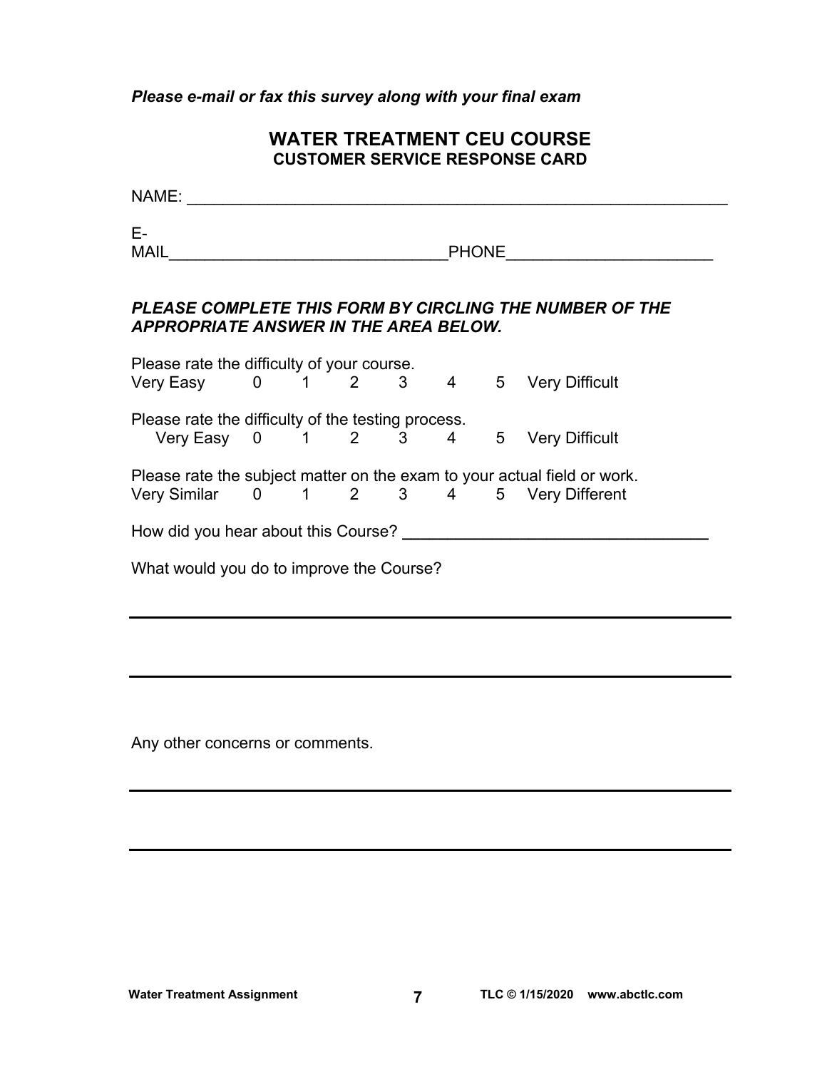*Please e-mail or fax this survey along with your final exam*

## WATER TREATMENT CEU COURSE

### CUSTOMER SERVICE RESPONSE CARD

NAME: ___________________________________________________________

E-MAIL______________________________PHONE______________________

***PLEASE COMPLETE THIS FORM BY CIRCLING THE NUMBER OF THE APPROPRIATE ANSWER IN THE AREA BELOW.***

Please rate the difficulty of your course.
Very Easy 0 1 2 3 4 5 Very Difficult

Please rate the difficulty of the testing process.
Very Easy 0 1 2 3 4 5 Very Difficult

Please rate the subject matter on the exam to your actual field or work.
Very Similar 0 1 2 3 4 5 Very Different

How did you hear about this Course? ________________________________

What would you do to improve the Course?

___________________________________________________________________

___________________________________________________________________

Any other concerns or comments.

___________________________________________________________________

___________________________________________________________________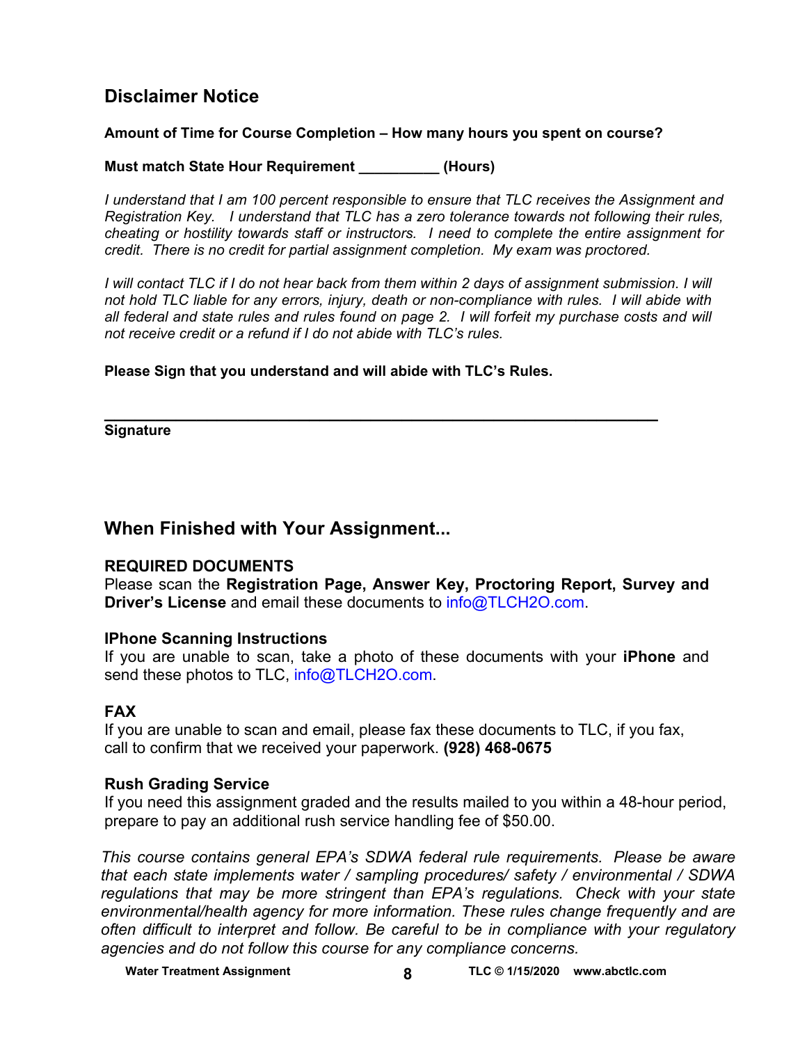## Disclaimer Notice

**Amount of Time for Course Completion – How many hours you spent on course?**

**Must match State Hour Requirement __________ (Hours)**

*I understand that I am 100 percent responsible to ensure that TLC receives the Assignment and Registration Key. I understand that TLC has a zero tolerance towards not following their rules, cheating or hostility towards staff or instructors. I need to complete the entire assignment for credit. There is no credit for partial assignment completion. My exam was proctored.*

*I will contact TLC if I do not hear back from them within 2 days of assignment submission. I will not hold TLC liable for any errors, injury, death or non-compliance with rules. I will abide with all federal and state rules and rules found on page 2. I will forfeit my purchase costs and will not receive credit or a refund if I do not abide with TLC's rules.*

**Please Sign that you understand and will abide with TLC's Rules.**

_______________________________________________________________

**Signature**

## When Finished with Your Assignment...

**REQUIRED DOCUMENTS**

Please scan the **Registration Page, Answer Key, Proctoring Report, Survey and Driver's License** and email these documents to info@TLCH2O.com.

**IPhone Scanning Instructions**

If you are unable to scan, take a photo of these documents with your **iPhone** and send these photos to TLC, info@TLCH2O.com.

**FAX**

If you are unable to scan and email, please fax these documents to TLC, if you fax, call to confirm that we received your paperwork. **(928) 468-0675**

**Rush Grading Service**

If you need this assignment graded and the results mailed to you within a 48-hour period, prepare to pay an additional rush service handling fee of $50.00.

*This course contains general EPA's SDWA federal rule requirements. Please be aware that each state implements water / sampling procedures/ safety / environmental / SDWA regulations that may be more stringent than EPA's regulations. Check with your state environmental/health agency for more information. These rules change frequently and are often difficult to interpret and follow. Be careful to be in compliance with your regulatory agencies and do not follow this course for any compliance concerns.*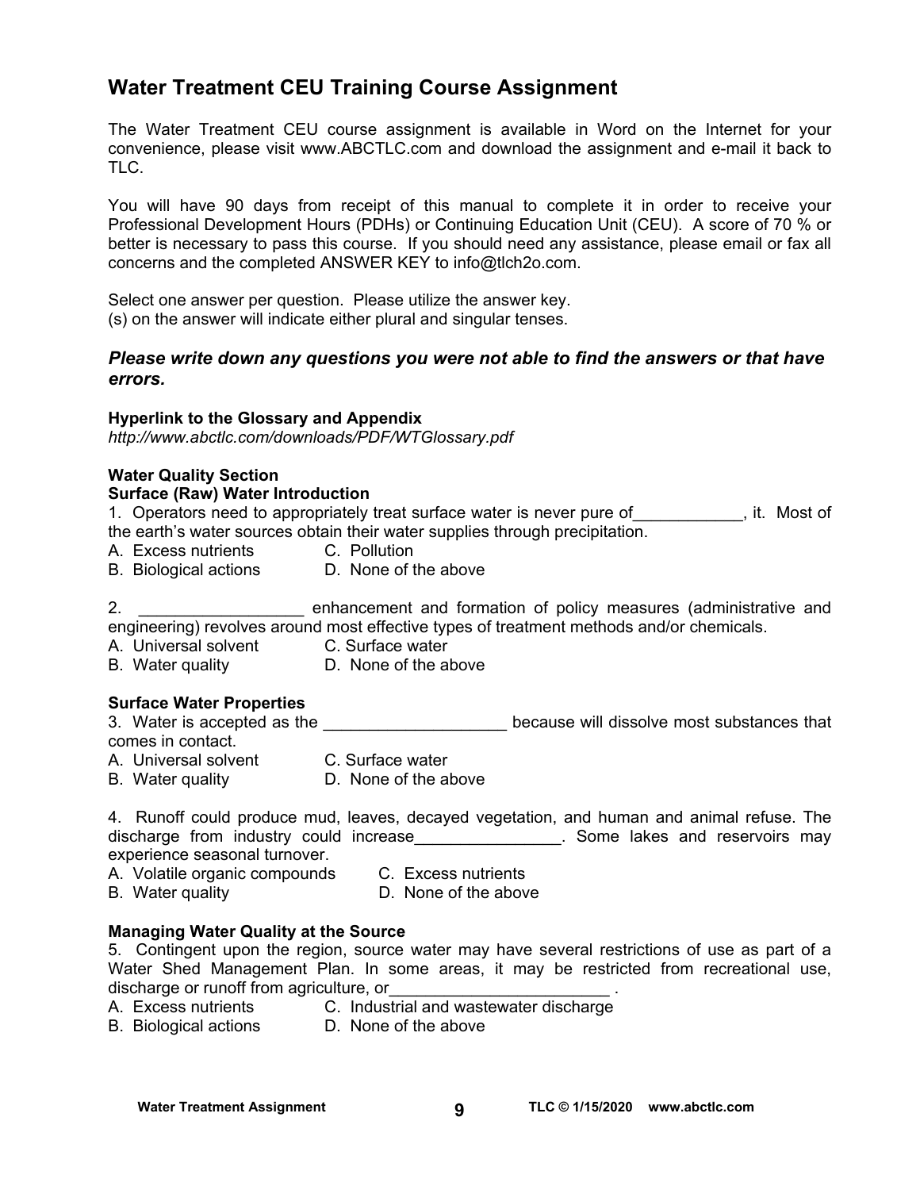## Water Treatment CEU Training Course Assignment

The Water Treatment CEU course assignment is available in Word on the Internet for your convenience, please visit www.ABCTLC.com and download the assignment and e-mail it back to TLC.

You will have 90 days from receipt of this manual to complete it in order to receive your Professional Development Hours (PDHs) or Continuing Education Unit (CEU). A score of 70 % or better is necessary to pass this course. If you should need any assistance, please email or fax all concerns and the completed ANSWER KEY to info@tlch2o.com.

Select one answer per question. Please utilize the answer key.
(s) on the answer will indicate either plural and singular tenses.

### *Please write down any questions you were not able to find the answers or that have errors.*

**Hyperlink to the Glossary and Appendix**
*http://www.abctlc.com/downloads/PDF/WTGlossary.pdf*

**Water Quality Section**
**Surface (Raw) Water Introduction**

1. Operators need to appropriately treat surface water is never pure of____________, it. Most of the earth's water sources obtain their water supplies through precipitation.
A. Excess nutrients
B. Biological actions
C. Pollution
D. None of the above

2. __________________ enhancement and formation of policy measures (administrative and engineering) revolves around most effective types of treatment methods and/or chemicals.
A. Universal solvent
B. Water quality
C. Surface water
D. None of the above

**Surface Water Properties**

3. Water is accepted as the ___________________ because will dissolve most substances that comes in contact.
A. Universal solvent
B. Water quality
C. Surface water
D. None of the above

4. Runoff could produce mud, leaves, decayed vegetation, and human and animal refuse. The discharge from industry could increase________________. Some lakes and reservoirs may experience seasonal turnover.
A. Volatile organic compounds
B. Water quality
C. Excess nutrients
D. None of the above

**Managing Water Quality at the Source**

5. Contingent upon the region, source water may have several restrictions of use as part of a Water Shed Management Plan. In some areas, it may be restricted from recreational use, discharge or runoff from agriculture, or________________________ .
A. Excess nutrients
B. Biological actions
C. Industrial and wastewater discharge
D. None of the above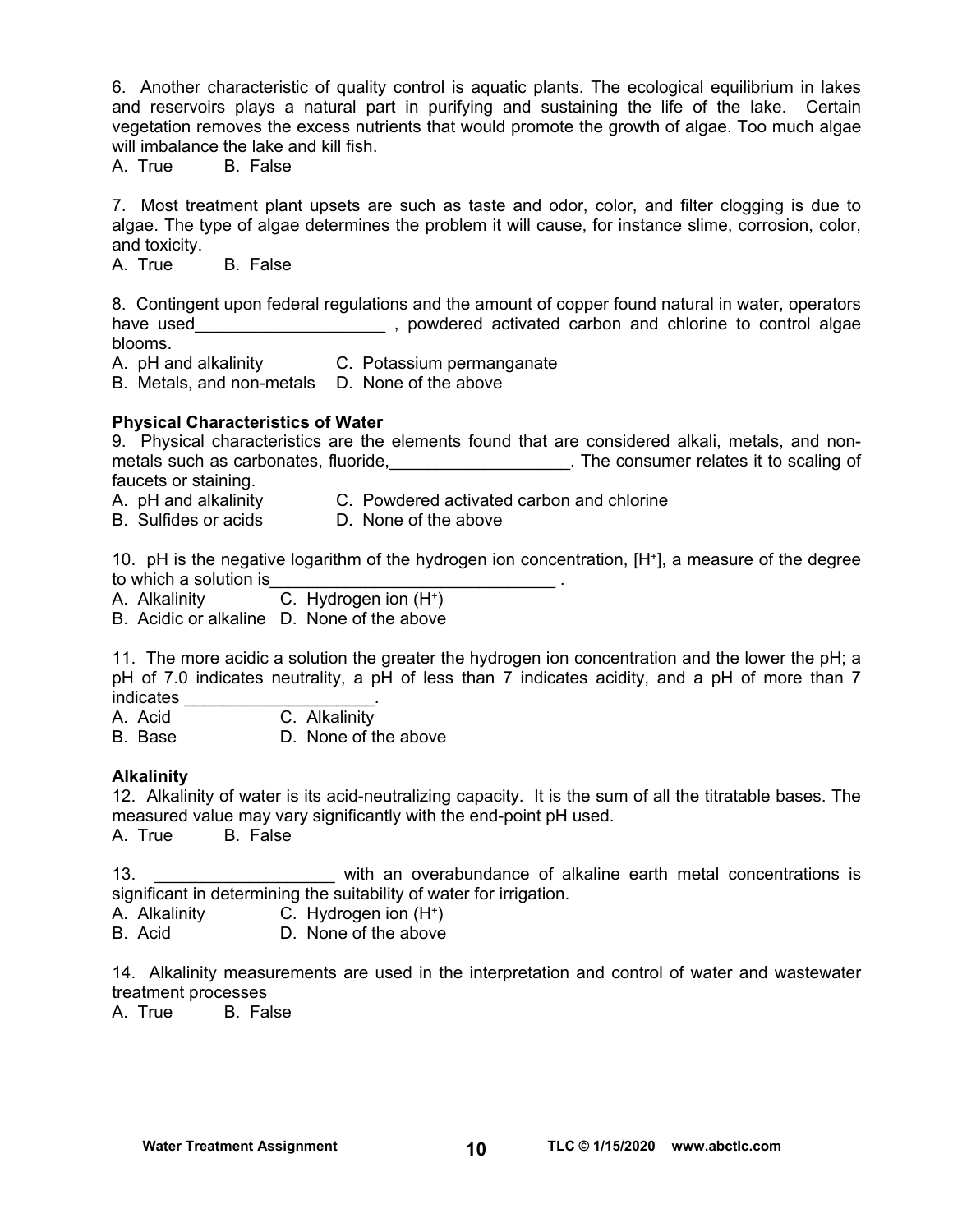6. Another characteristic of quality control is aquatic plants. The ecological equilibrium in lakes and reservoirs plays a natural part in purifying and sustaining the life of the lake. Certain vegetation removes the excess nutrients that would promote the growth of algae. Too much algae will imbalance the lake and kill fish.

A. True B. False

7. Most treatment plant upsets are such as taste and odor, color, and filter clogging is due to algae. The type of algae determines the problem it will cause, for instance slime, corrosion, color, and toxicity.

A. True B. False

8. Contingent upon federal regulations and the amount of copper found natural in water, operators have used____________________ , powdered activated carbon and chlorine to control algae blooms.

A. pH and alkalinity C. Potassium permanganate
B. Metals, and non-metals D. None of the above

**Physical Characteristics of Water**

9. Physical characteristics are the elements found that are considered alkali, metals, and non-metals such as carbonates, fluoride,___________________. The consumer relates it to scaling of faucets or staining.

A. pH and alkalinity C. Powdered activated carbon and chlorine
B. Sulfides or acids D. None of the above

10. pH is the negative logarithm of the hydrogen ion concentration, $[H^+]$, a measure of the degree to which a solution is______________________________ .

A. Alkalinity C. Hydrogen ion $(H^+)$
B. Acidic or alkaline D. None of the above

11. The more acidic a solution the greater the hydrogen ion concentration and the lower the pH; a pH of 7.0 indicates neutrality, a pH of less than 7 indicates acidity, and a pH of more than 7 indicates ____________________.

A. Acid C. Alkalinity
B. Base D. None of the above

**Alkalinity**

12. Alkalinity of water is its acid-neutralizing capacity. It is the sum of all the titratable bases. The measured value may vary significantly with the end-point pH used.

A. True B. False

13. ___________________ with an overabundance of alkaline earth metal concentrations is significant in determining the suitability of water for irrigation.

A. Alkalinity C. Hydrogen ion $(H^+)$
B. Acid D. None of the above

14. Alkalinity measurements are used in the interpretation and control of water and wastewater treatment processes

A. True B. False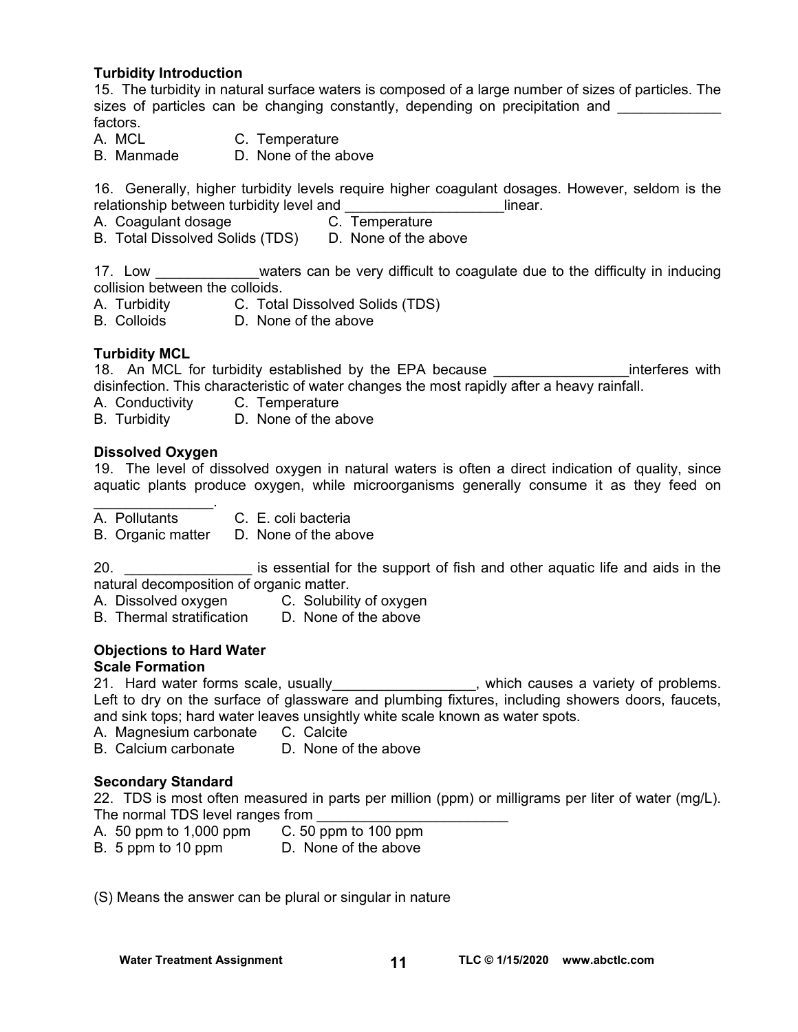**Turbidity Introduction**

15. The turbidity in natural surface waters is composed of a large number of sizes of particles. The sizes of particles can be changing constantly, depending on precipitation and _____________ factors.

A. MCL C. Temperature
B. Manmade D. None of the above

16. Generally, higher turbidity levels require higher coagulant dosages. However, seldom is the relationship between turbidity level and ___________________linear.

A. Coagulant dosage C. Temperature
B. Total Dissolved Solids (TDS) D. None of the above

17. Low _____________waters can be very difficult to coagulate due to the difficulty in inducing collision between the colloids.

A. Turbidity C. Total Dissolved Solids (TDS)
B. Colloids D. None of the above

**Turbidity MCL**

18. An MCL for turbidity established by the EPA because _________________interferes with disinfection. This characteristic of water changes the most rapidly after a heavy rainfall.

A. Conductivity C. Temperature
B. Turbidity D. None of the above

**Dissolved Oxygen**

19. The level of dissolved oxygen in natural waters is often a direct indication of quality, since aquatic plants produce oxygen, while microorganisms generally consume it as they feed on _______________.

A. Pollutants C. E. coli bacteria
B. Organic matter D. None of the above

20. ________________ is essential for the support of fish and other aquatic life and aids in the natural decomposition of organic matter.

A. Dissolved oxygen C. Solubility of oxygen
B. Thermal stratification D. None of the above

**Objections to Hard Water**

**Scale Formation**

21. Hard water forms scale, usually__________________, which causes a variety of problems. Left to dry on the surface of glassware and plumbing fixtures, including showers doors, faucets, and sink tops; hard water leaves unsightly white scale known as water spots.

A. Magnesium carbonate C. Calcite
B. Calcium carbonate D. None of the above

**Secondary Standard**

22. TDS is most often measured in parts per million (ppm) or milligrams per liter of water (mg/L). The normal TDS level ranges from ________________________

A. 50 ppm to 1,000 ppm C. 50 ppm to 100 ppm
B. 5 ppm to 10 ppm D. None of the above

(S) Means the answer can be plural or singular in nature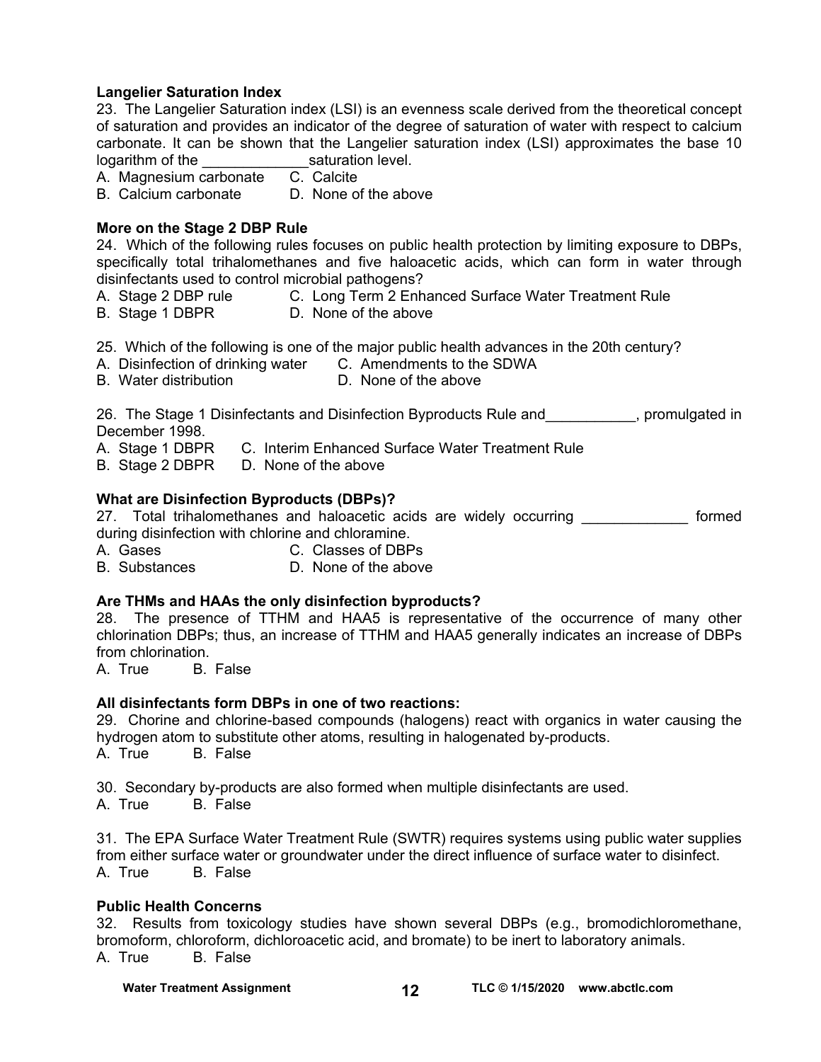**Langelier Saturation Index**

23. The Langelier Saturation index (LSI) is an evenness scale derived from the theoretical concept of saturation and provides an indicator of the degree of saturation of water with respect to calcium carbonate. It can be shown that the Langelier saturation index (LSI) approximates the base 10 logarithm of the _____________saturation level.

A. Magnesium carbonate  C. Calcite
B. Calcium carbonate  D. None of the above

**More on the Stage 2 DBP Rule**

24. Which of the following rules focuses on public health protection by limiting exposure to DBPs, specifically total trihalomethanes and five haloacetic acids, which can form in water through disinfectants used to control microbial pathogens?

A. Stage 2 DBP rule  C. Long Term 2 Enhanced Surface Water Treatment Rule
B. Stage 1 DBPR  D. None of the above

25. Which of the following is one of the major public health advances in the 20th century?

A. Disinfection of drinking water  C. Amendments to the SDWA
B. Water distribution  D. None of the above

26. The Stage 1 Disinfectants and Disinfection Byproducts Rule and___________, promulgated in December 1998.

A. Stage 1 DBPR  C. Interim Enhanced Surface Water Treatment Rule
B. Stage 2 DBPR  D. None of the above

**What are Disinfection Byproducts (DBPs)?**

27. Total trihalomethanes and haloacetic acids are widely occurring _____________ formed during disinfection with chlorine and chloramine.

A. Gases  C. Classes of DBPs
B. Substances  D. None of the above

**Are THMs and HAAs the only disinfection byproducts?**

28. The presence of TTHM and HAA5 is representative of the occurrence of many other chlorination DBPs; thus, an increase of TTHM and HAA5 generally indicates an increase of DBPs from chlorination.

A. True  B. False

**All disinfectants form DBPs in one of two reactions:**

29. Chorine and chlorine-based compounds (halogens) react with organics in water causing the hydrogen atom to substitute other atoms, resulting in halogenated by-products.

A. True  B. False

30. Secondary by-products are also formed when multiple disinfectants are used.

A. True  B. False

31. The EPA Surface Water Treatment Rule (SWTR) requires systems using public water supplies from either surface water or groundwater under the direct influence of surface water to disinfect.

A. True  B. False

**Public Health Concerns**

32. Results from toxicology studies have shown several DBPs (e.g., bromodichloromethane, bromoform, chloroform, dichloroacetic acid, and bromate) to be inert to laboratory animals.

A. True  B. False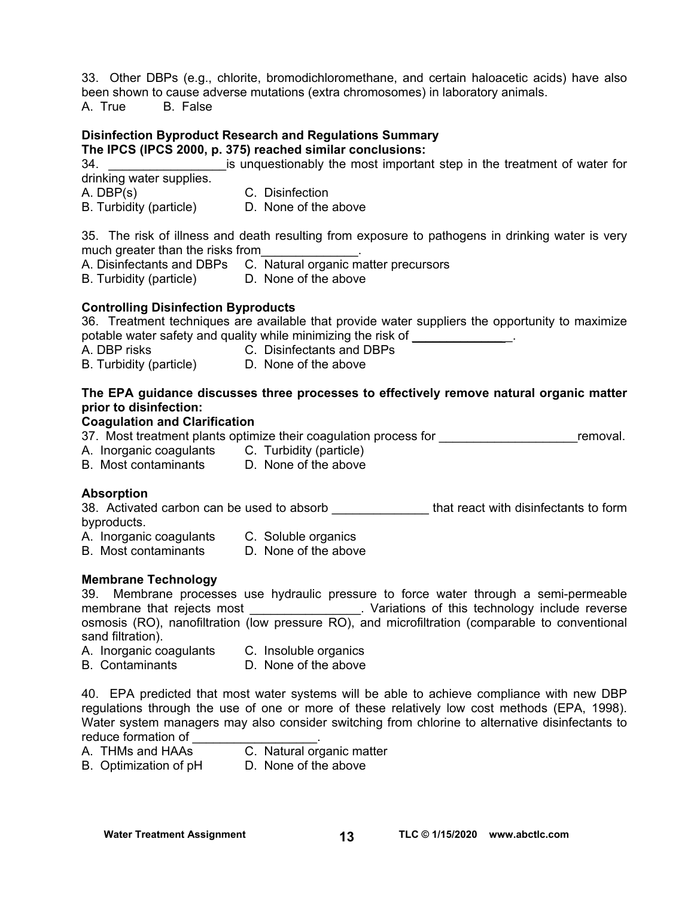33. Other DBPs (e.g., chlorite, bromodichloromethane, and certain haloacetic acids) have also been shown to cause adverse mutations (extra chromosomes) in laboratory animals.
A. True B. False

**Disinfection Byproduct Research and Regulations Summary**
**The IPCS (IPCS 2000, p. 375) reached similar conclusions:**

34. _________________is unquestionably the most important step in the treatment of water for drinking water supplies.
A. DBP(s) C. Disinfection
B. Turbidity (particle) D. None of the above

35. The risk of illness and death resulting from exposure to pathogens in drinking water is very much greater than the risks from______________.
A. Disinfectants and DBPs C. Natural organic matter precursors
B. Turbidity (particle) D. None of the above

**Controlling Disinfection Byproducts**

36. Treatment techniques are available that provide water suppliers the opportunity to maximize potable water safety and quality while minimizing the risk of _______________.
A. DBP risks C. Disinfectants and DBPs
B. Turbidity (particle) D. None of the above

**The EPA guidance discusses three processes to effectively remove natural organic matter prior to disinfection:**

**Coagulation and Clarification**

37. Most treatment plants optimize their coagulation process for ____________________removal.
A. Inorganic coagulants C. Turbidity (particle)
B. Most contaminants D. None of the above

**Absorption**

38. Activated carbon can be used to absorb ______________ that react with disinfectants to form byproducts.
A. Inorganic coagulants C. Soluble organics
B. Most contaminants D. None of the above

**Membrane Technology**

39. Membrane processes use hydraulic pressure to force water through a semi-permeable membrane that rejects most ________________. Variations of this technology include reverse osmosis (RO), nanofiltration (low pressure RO), and microfiltration (comparable to conventional sand filtration).
A. Inorganic coagulants C. Insoluble organics
B. Contaminants D. None of the above

40. EPA predicted that most water systems will be able to achieve compliance with new DBP regulations through the use of one or more of these relatively low cost methods (EPA, 1998). Water system managers may also consider switching from chlorine to alternative disinfectants to reduce formation of __________________.
A. THMs and HAAs C. Natural organic matter
B. Optimization of pH D. None of the above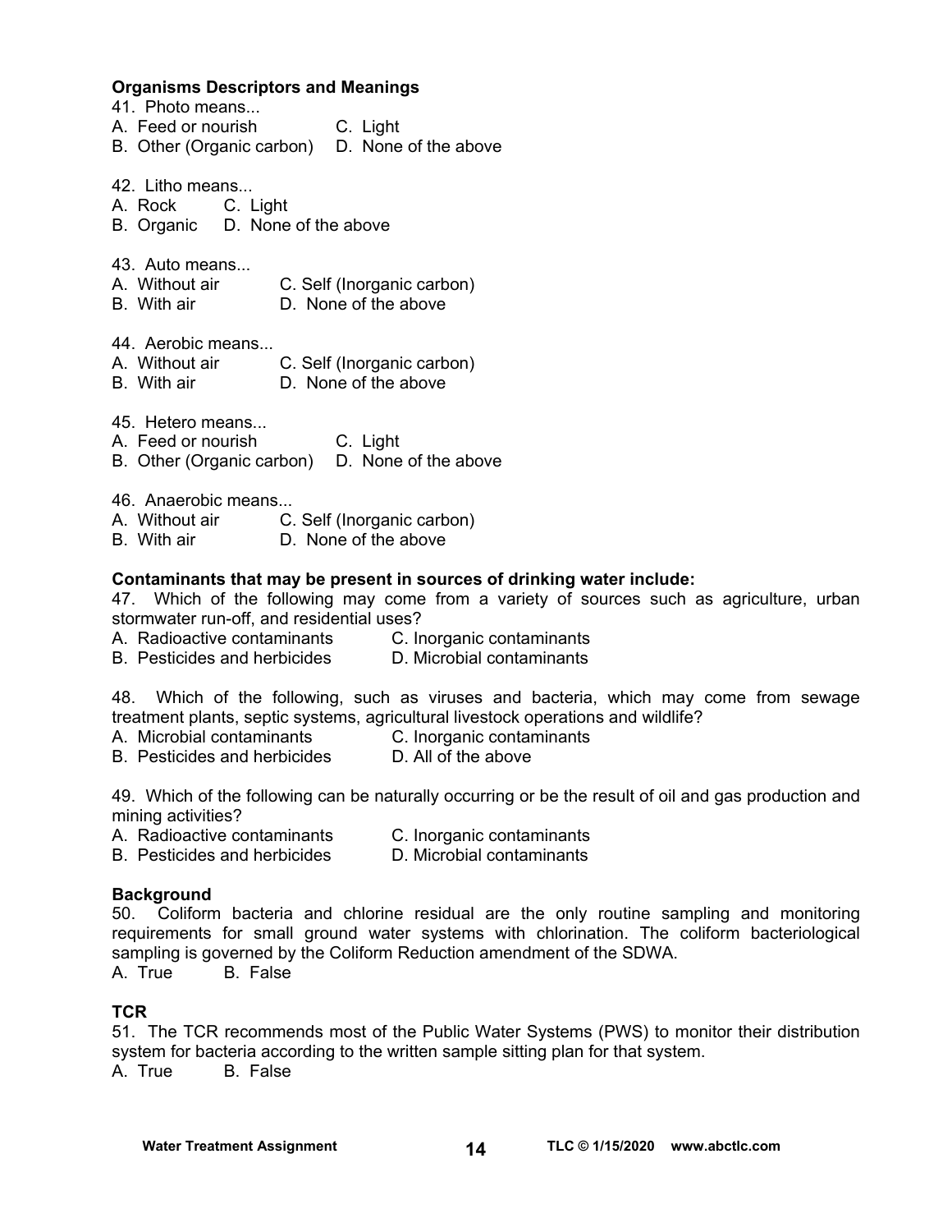**Organisms Descriptors and Meanings**

41. Photo means...
A. Feed or nourish  C. Light
B. Other (Organic carbon)  D. None of the above

42. Litho means...
A. Rock  C. Light
B. Organic  D. None of the above

43. Auto means...
A. Without air  C. Self (Inorganic carbon)
B. With air  D. None of the above

44. Aerobic means...
A. Without air  C. Self (Inorganic carbon)
B. With air  D. None of the above

45. Hetero means...
A. Feed or nourish  C. Light
B. Other (Organic carbon)  D. None of the above

46. Anaerobic means...
A. Without air  C. Self (Inorganic carbon)
B. With air  D. None of the above

**Contaminants that may be present in sources of drinking water include:**

47. Which of the following may come from a variety of sources such as agriculture, urban stormwater run-off, and residential uses?
A. Radioactive contaminants  C. Inorganic contaminants
B. Pesticides and herbicides  D. Microbial contaminants

48. Which of the following, such as viruses and bacteria, which may come from sewage treatment plants, septic systems, agricultural livestock operations and wildlife?
A. Microbial contaminants  C. Inorganic contaminants
B. Pesticides and herbicides  D. All of the above

49. Which of the following can be naturally occurring or be the result of oil and gas production and mining activities?
A. Radioactive contaminants  C. Inorganic contaminants
B. Pesticides and herbicides  D. Microbial contaminants

**Background**

50. Coliform bacteria and chlorine residual are the only routine sampling and monitoring requirements for small ground water systems with chlorination. The coliform bacteriological sampling is governed by the Coliform Reduction amendment of the SDWA.
A. True  B. False

**TCR**

51. The TCR recommends most of the Public Water Systems (PWS) to monitor their distribution system for bacteria according to the written sample sitting plan for that system.
A. True  B. False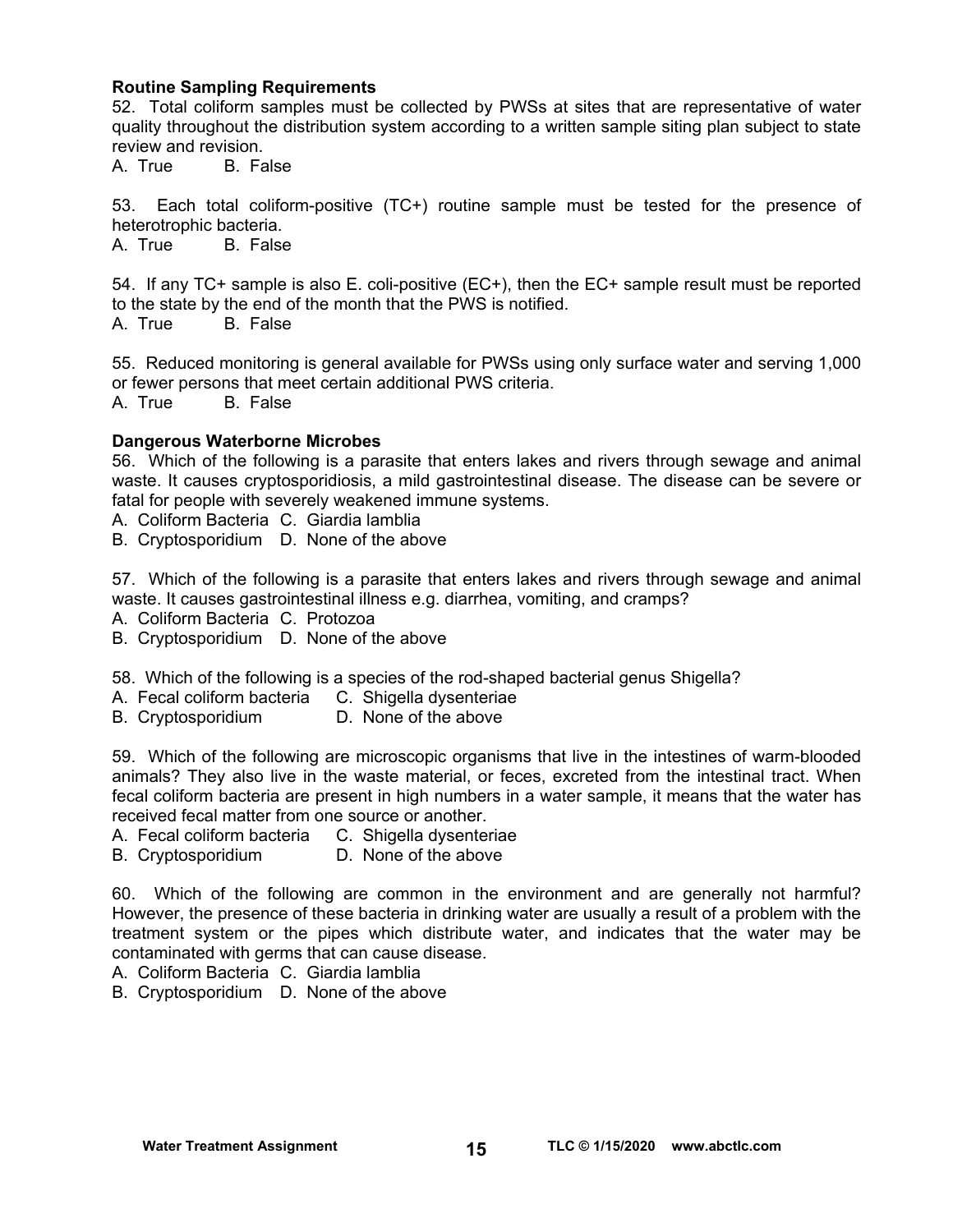**Routine Sampling Requirements**

52. Total coliform samples must be collected by PWSs at sites that are representative of water quality throughout the distribution system according to a written sample siting plan subject to state review and revision.

A. True B. False

53. Each total coliform-positive (TC+) routine sample must be tested for the presence of heterotrophic bacteria.

A. True B. False

54. If any TC+ sample is also E. coli-positive (EC+), then the EC+ sample result must be reported to the state by the end of the month that the PWS is notified.

A. True B. False

55. Reduced monitoring is general available for PWSs using only surface water and serving 1,000 or fewer persons that meet certain additional PWS criteria.

A. True B. False

**Dangerous Waterborne Microbes**

56. Which of the following is a parasite that enters lakes and rivers through sewage and animal waste. It causes cryptosporidiosis, a mild gastrointestinal disease. The disease can be severe or fatal for people with severely weakened immune systems.

A. Coliform Bacteria C. Giardia lamblia
B. Cryptosporidium D. None of the above

57. Which of the following is a parasite that enters lakes and rivers through sewage and animal waste. It causes gastrointestinal illness e.g. diarrhea, vomiting, and cramps?

A. Coliform Bacteria C. Protozoa
B. Cryptosporidium D. None of the above

58. Which of the following is a species of the rod-shaped bacterial genus Shigella?

A. Fecal coliform bacteria C. Shigella dysenteriae
B. Cryptosporidium D. None of the above

59. Which of the following are microscopic organisms that live in the intestines of warm-blooded animals? They also live in the waste material, or feces, excreted from the intestinal tract. When fecal coliform bacteria are present in high numbers in a water sample, it means that the water has received fecal matter from one source or another.

A. Fecal coliform bacteria C. Shigella dysenteriae
B. Cryptosporidium D. None of the above

60. Which of the following are common in the environment and are generally not harmful? However, the presence of these bacteria in drinking water are usually a result of a problem with the treatment system or the pipes which distribute water, and indicates that the water may be contaminated with germs that can cause disease.

A. Coliform Bacteria C. Giardia lamblia
B. Cryptosporidium D. None of the above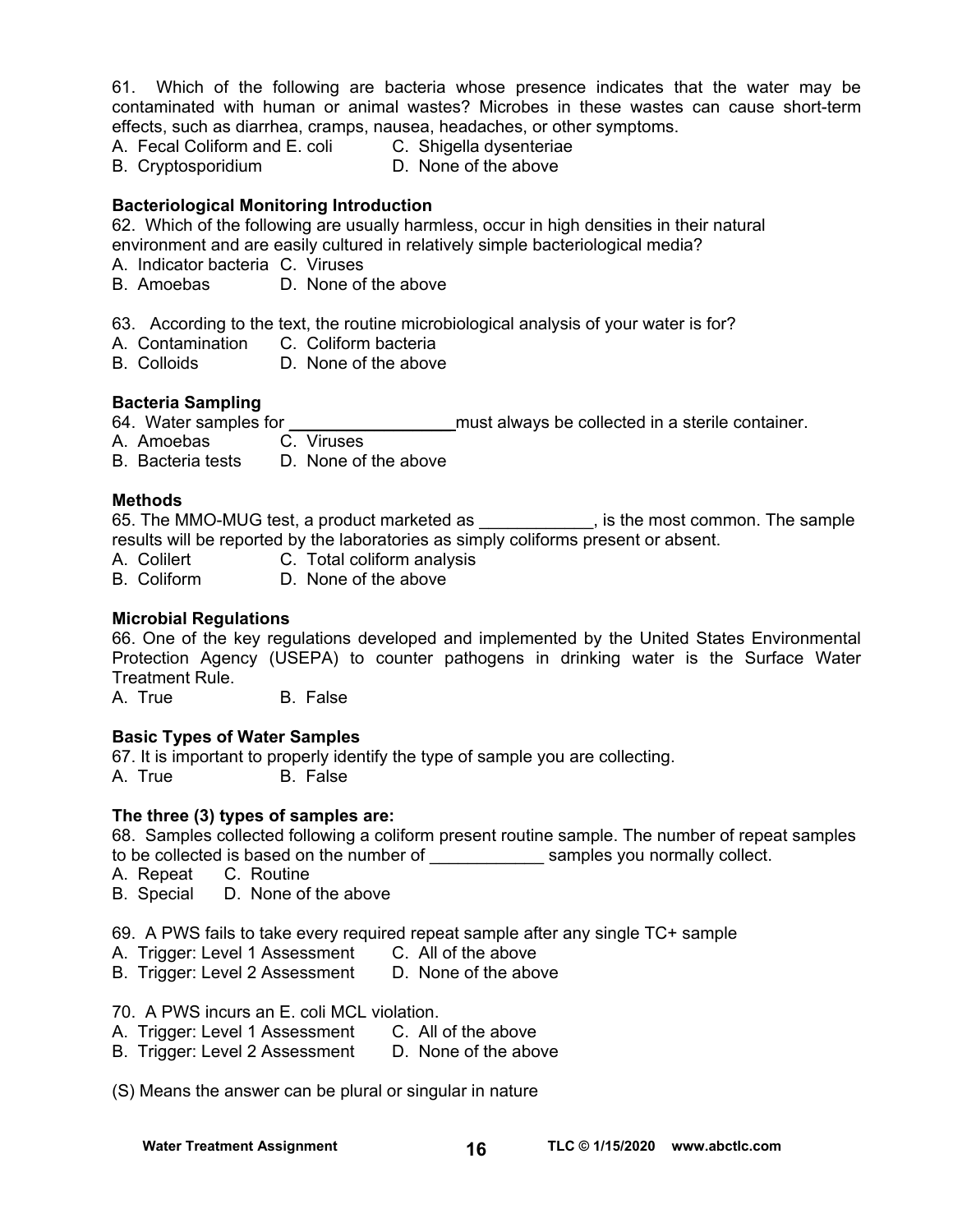61. Which of the following are bacteria whose presence indicates that the water may be contaminated with human or animal wastes? Microbes in these wastes can cause short-term effects, such as diarrhea, cramps, nausea, headaches, or other symptoms.
A. Fecal Coliform and E. coli  C. Shigella dysenteriae
B. Cryptosporidium  D. None of the above

**Bacteriological Monitoring Introduction**
62. Which of the following are usually harmless, occur in high densities in their natural environment and are easily cultured in relatively simple bacteriological media?
A. Indicator bacteria  C. Viruses
B. Amoebas  D. None of the above

63. According to the text, the routine microbiological analysis of your water is for?
A. Contamination  C. Coliform bacteria
B. Colloids  D. None of the above

**Bacteria Sampling**
64. Water samples for ________________ must always be collected in a sterile container.
A. Amoebas  C. Viruses
B. Bacteria tests  D. None of the above

**Methods**
65. The MMO-MUG test, a product marketed as ____________, is the most common. The sample results will be reported by the laboratories as simply coliforms present or absent.
A. Colilert  C. Total coliform analysis
B. Coliform  D. None of the above

**Microbial Regulations**
66. One of the key regulations developed and implemented by the United States Environmental Protection Agency (USEPA) to counter pathogens in drinking water is the Surface Water Treatment Rule.
A. True  B. False

**Basic Types of Water Samples**
67. It is important to properly identify the type of sample you are collecting.
A. True  B. False

**The three (3) types of samples are:**
68. Samples collected following a coliform present routine sample. The number of repeat samples to be collected is based on the number of ____________ samples you normally collect.
A. Repeat  C. Routine
B. Special  D. None of the above

69. A PWS fails to take every required repeat sample after any single TC+ sample
A. Trigger: Level 1 Assessment  C. All of the above
B. Trigger: Level 2 Assessment  D. None of the above

70. A PWS incurs an E. coli MCL violation.
A. Trigger: Level 1 Assessment  C. All of the above
B. Trigger: Level 2 Assessment  D. None of the above

(S) Means the answer can be plural or singular in nature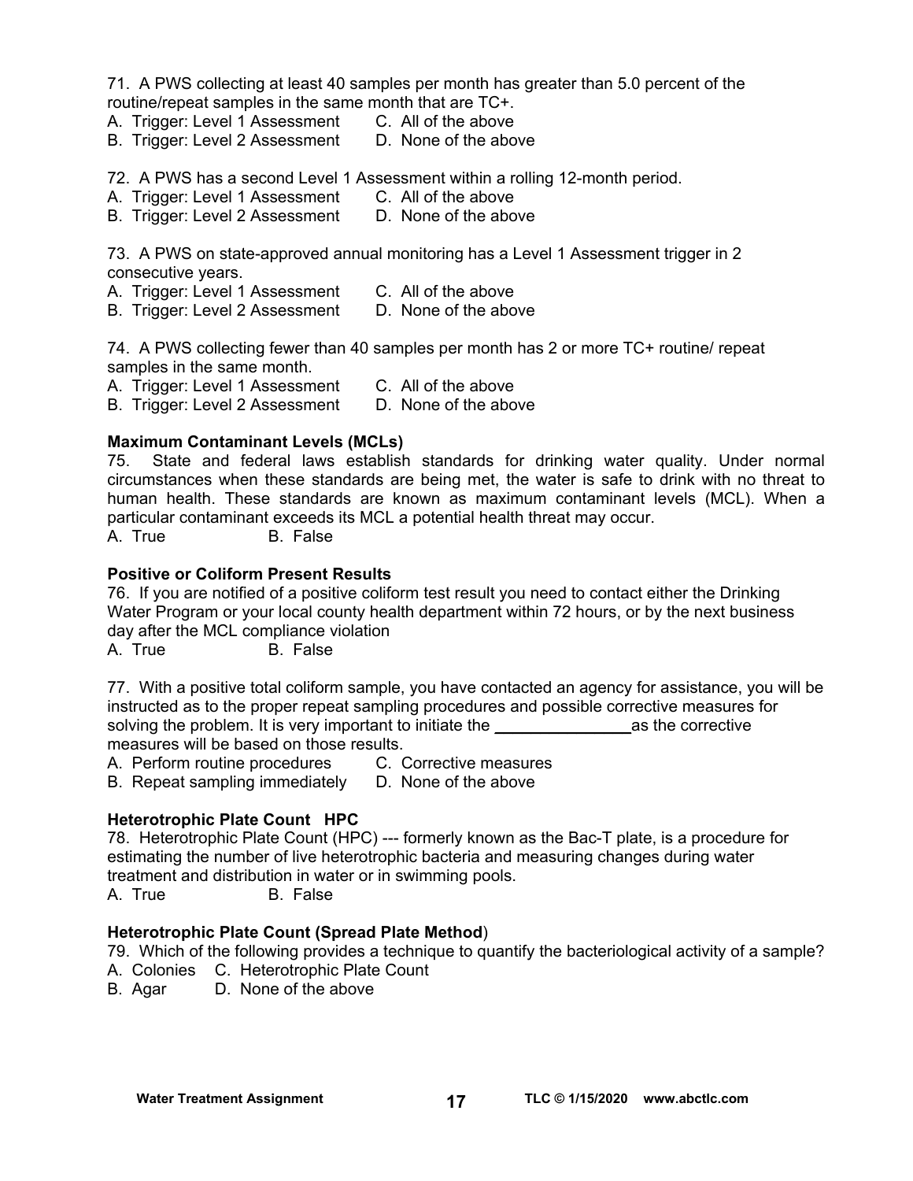71. A PWS collecting at least 40 samples per month has greater than 5.0 percent of the routine/repeat samples in the same month that are TC+.

A. Trigger: Level 1 Assessment C. All of the above
B. Trigger: Level 2 Assessment D. None of the above

72. A PWS has a second Level 1 Assessment within a rolling 12-month period.

A. Trigger: Level 1 Assessment C. All of the above
B. Trigger: Level 2 Assessment D. None of the above

73. A PWS on state-approved annual monitoring has a Level 1 Assessment trigger in 2 consecutive years.

A. Trigger: Level 1 Assessment C. All of the above
B. Trigger: Level 2 Assessment D. None of the above

74. A PWS collecting fewer than 40 samples per month has 2 or more TC+ routine/ repeat samples in the same month.

A. Trigger: Level 1 Assessment C. All of the above
B. Trigger: Level 2 Assessment D. None of the above

**Maximum Contaminant Levels (MCLs)**

75. State and federal laws establish standards for drinking water quality. Under normal circumstances when these standards are being met, the water is safe to drink with no threat to human health. These standards are known as maximum contaminant levels (MCL). When a particular contaminant exceeds its MCL a potential health threat may occur.

A. True B. False

**Positive or Coliform Present Results**

76. If you are notified of a positive coliform test result you need to contact either the Drinking Water Program or your local county health department within 72 hours, or by the next business day after the MCL compliance violation

A. True B. False

77. With a positive total coliform sample, you have contacted an agency for assistance, you will be instructed as to the proper repeat sampling procedures and possible corrective measures for solving the problem. It is very important to initiate the ________________ as the corrective measures will be based on those results.

A. Perform routine procedures C. Corrective measures
B. Repeat sampling immediately D. None of the above

**Heterotrophic Plate Count HPC**

78. Heterotrophic Plate Count (HPC) --- formerly known as the Bac-T plate, is a procedure for estimating the number of live heterotrophic bacteria and measuring changes during water treatment and distribution in water or in swimming pools.

A. True B. False

**Heterotrophic Plate Count (Spread Plate Method)**

79. Which of the following provides a technique to quantify the bacteriological activity of a sample?

A. Colonies C. Heterotrophic Plate Count
B. Agar D. None of the above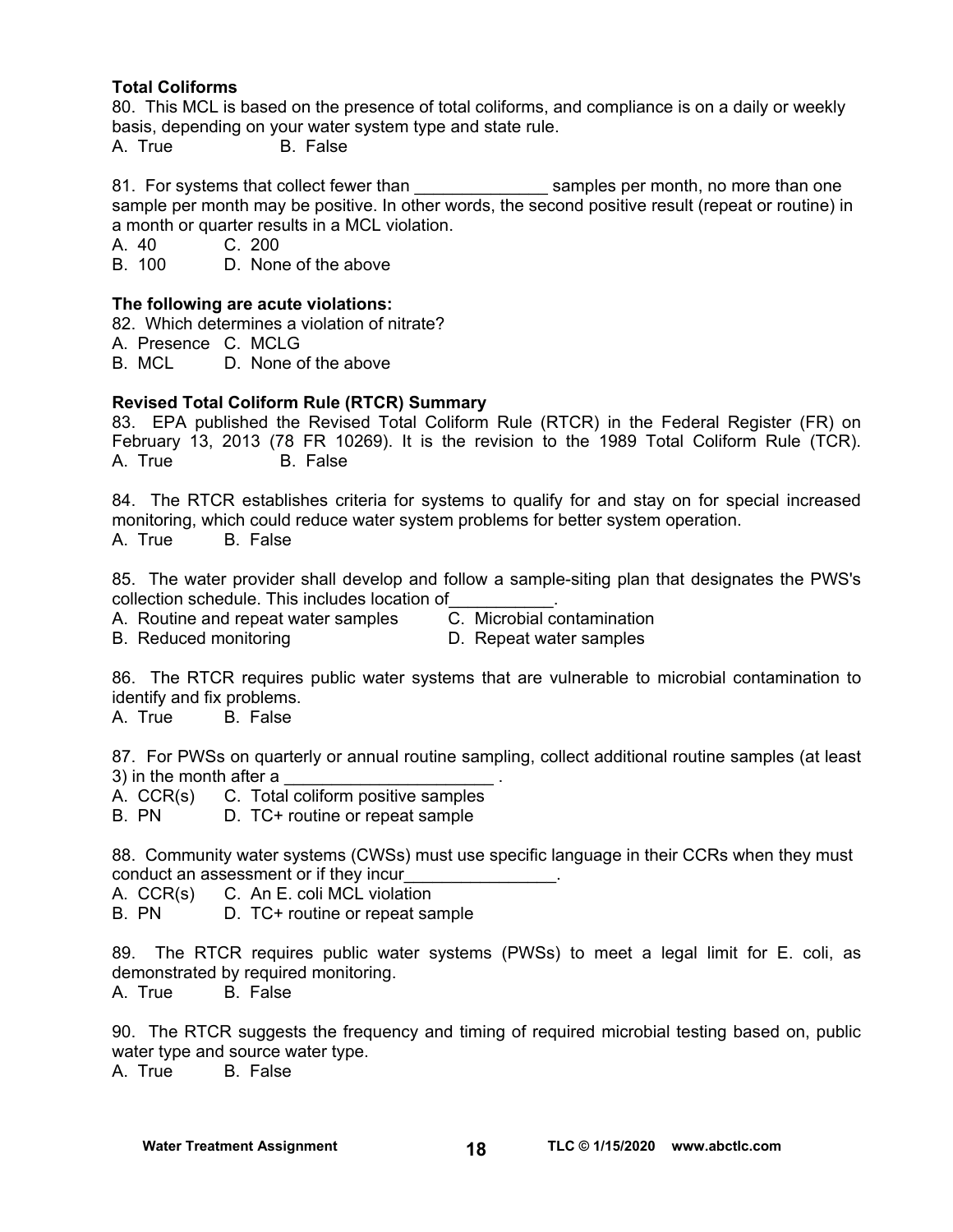**Total Coliforms**

80. This MCL is based on the presence of total coliforms, and compliance is on a daily or weekly basis, depending on your water system type and state rule.
A. True B. False

81. For systems that collect fewer than ______________ samples per month, no more than one sample per month may be positive. In other words, the second positive result (repeat or routine) in a month or quarter results in a MCL violation.
A. 40 C. 200
B. 100 D. None of the above

**The following are acute violations:**

82. Which determines a violation of nitrate?
A. Presence C. MCLG
B. MCL D. None of the above

**Revised Total Coliform Rule (RTCR) Summary**

83. EPA published the Revised Total Coliform Rule (RTCR) in the Federal Register (FR) on February 13, 2013 (78 FR 10269). It is the revision to the 1989 Total Coliform Rule (TCR).
A. True B. False

84. The RTCR establishes criteria for systems to qualify for and stay on for special increased monitoring, which could reduce water system problems for better system operation.
A. True B. False

85. The water provider shall develop and follow a sample-siting plan that designates the PWS's collection schedule. This includes location of___________.
A. Routine and repeat water samples C. Microbial contamination
B. Reduced monitoring D. Repeat water samples

86. The RTCR requires public water systems that are vulnerable to microbial contamination to identify and fix problems.
A. True B. False

87. For PWSs on quarterly or annual routine sampling, collect additional routine samples (at least 3) in the month after a ______________________ .
A. CCR(s) C. Total coliform positive samples
B. PN D. TC+ routine or repeat sample

88. Community water systems (CWSs) must use specific language in their CCRs when they must conduct an assessment or if they incur________________.
A. CCR(s) C. An E. coli MCL violation
B. PN D. TC+ routine or repeat sample

89. The RTCR requires public water systems (PWSs) to meet a legal limit for E. coli, as demonstrated by required monitoring.
A. True B. False

90. The RTCR suggests the frequency and timing of required microbial testing based on, public water type and source water type.
A. True B. False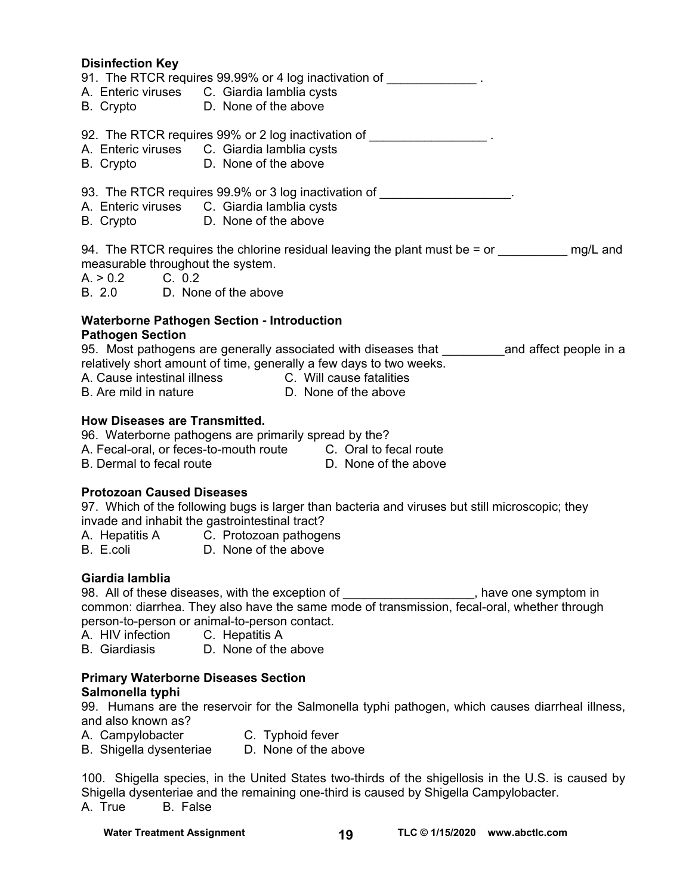**Disinfection Key**

91. The RTCR requires 99.99% or 4 log inactivation of _____________ .

A. Enteric viruses  
B. Crypto  
C. Giardia lamblia cysts  
D. None of the above

92. The RTCR requires 99% or 2 log inactivation of _________________ .

A. Enteric viruses  
B. Crypto  
C. Giardia lamblia cysts  
D. None of the above

93. The RTCR requires 99.9% or 3 log inactivation of ___________________.

A. Enteric viruses  
B. Crypto  
C. Giardia lamblia cysts  
D. None of the above

94. The RTCR requires the chlorine residual leaving the plant must be = or __________ mg/L and measurable throughout the system.

A. > 0.2  
B. 2.0  
C. 0.2  
D. None of the above

**Waterborne Pathogen Section - Introduction**

**Pathogen Section**

95. Most pathogens are generally associated with diseases that _________and affect people in a relatively short amount of time, generally a few days to two weeks.

A. Cause intestinal illness  
B. Are mild in nature  
C. Will cause fatalities  
D. None of the above

**How Diseases are Transmitted.**

96. Waterborne pathogens are primarily spread by the?

A. Fecal-oral, or feces-to-mouth route  
B. Dermal to fecal route  
C. Oral to fecal route  
D. None of the above

**Protozoan Caused Diseases**

97. Which of the following bugs is larger than bacteria and viruses but still microscopic; they invade and inhabit the gastrointestinal tract?

A. Hepatitis A  
B. E.coli  
C. Protozoan pathogens  
D. None of the above

**Giardia lamblia**

98. All of these diseases, with the exception of ___________________, have one symptom in common: diarrhea. They also have the same mode of transmission, fecal-oral, whether through person-to-person or animal-to-person contact.

A. HIV infection  
B. Giardiasis  
C. Hepatitis A  
D. None of the above

**Primary Waterborne Diseases Section**

**Salmonella typhi**

99. Humans are the reservoir for the Salmonella typhi pathogen, which causes diarrheal illness, and also known as?

A. Campylobacter  
B. Shigella dysenteriae  
C. Typhoid fever  
D. None of the above

100. Shigella species, in the United States two-thirds of the shigellosis in the U.S. is caused by Shigella dysenteriae and the remaining one-third is caused by Shigella Campylobacter.

A. True  
B. False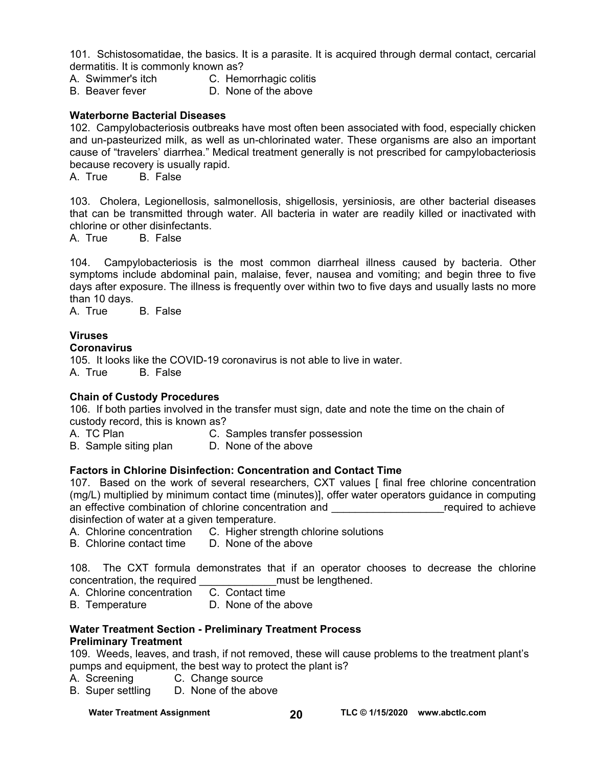101. Schistosomatidae, the basics. It is a parasite. It is acquired through dermal contact, cercarial dermatitis. It is commonly known as?

A. Swimmer's itch  
B. Beaver fever  
C. Hemorrhagic colitis  
D. None of the above

**Waterborne Bacterial Diseases**

102. Campylobacteriosis outbreaks have most often been associated with food, especially chicken and un-pasteurized milk, as well as un-chlorinated water. These organisms are also an important cause of "travelers' diarrhea." Medical treatment generally is not prescribed for campylobacteriosis because recovery is usually rapid.

A. True  B. False

103. Cholera, Legionellosis, salmonellosis, shigellosis, yersiniosis, are other bacterial diseases that can be transmitted through water. All bacteria in water are readily killed or inactivated with chlorine or other disinfectants.

A. True  B. False

104. Campylobacteriosis is the most common diarrheal illness caused by bacteria. Other symptoms include abdominal pain, malaise, fever, nausea and vomiting; and begin three to five days after exposure. The illness is frequently over within two to five days and usually lasts no more than 10 days.

A. True  B. False

**Viruses**

**Coronavirus**

105. It looks like the COVID-19 coronavirus is not able to live in water.

A. True  B. False

**Chain of Custody Procedures**

106. If both parties involved in the transfer must sign, date and note the time on the chain of custody record, this is known as?

A. TC Plan  
B. Sample siting plan  
C. Samples transfer possession  
D. None of the above

**Factors in Chlorine Disinfection: Concentration and Contact Time**

107. Based on the work of several researchers, CXT values [ final free chlorine concentration (mg/L) multiplied by minimum contact time (minutes)], offer water operators guidance in computing an effective combination of chlorine concentration and ___________________required to achieve disinfection of water at a given temperature.

A. Chlorine concentration  
B. Chlorine contact time  
C. Higher strength chlorine solutions  
D. None of the above

108. The CXT formula demonstrates that if an operator chooses to decrease the chlorine concentration, the required _____________must be lengthened.

A. Chlorine concentration  
B. Temperature  
C. Contact time  
D. None of the above

**Water Treatment Section - Preliminary Treatment Process**

**Preliminary Treatment**

109. Weeds, leaves, and trash, if not removed, these will cause problems to the treatment plant's pumps and equipment, the best way to protect the plant is?

A. Screening  
B. Super settling  
C. Change source  
D. None of the above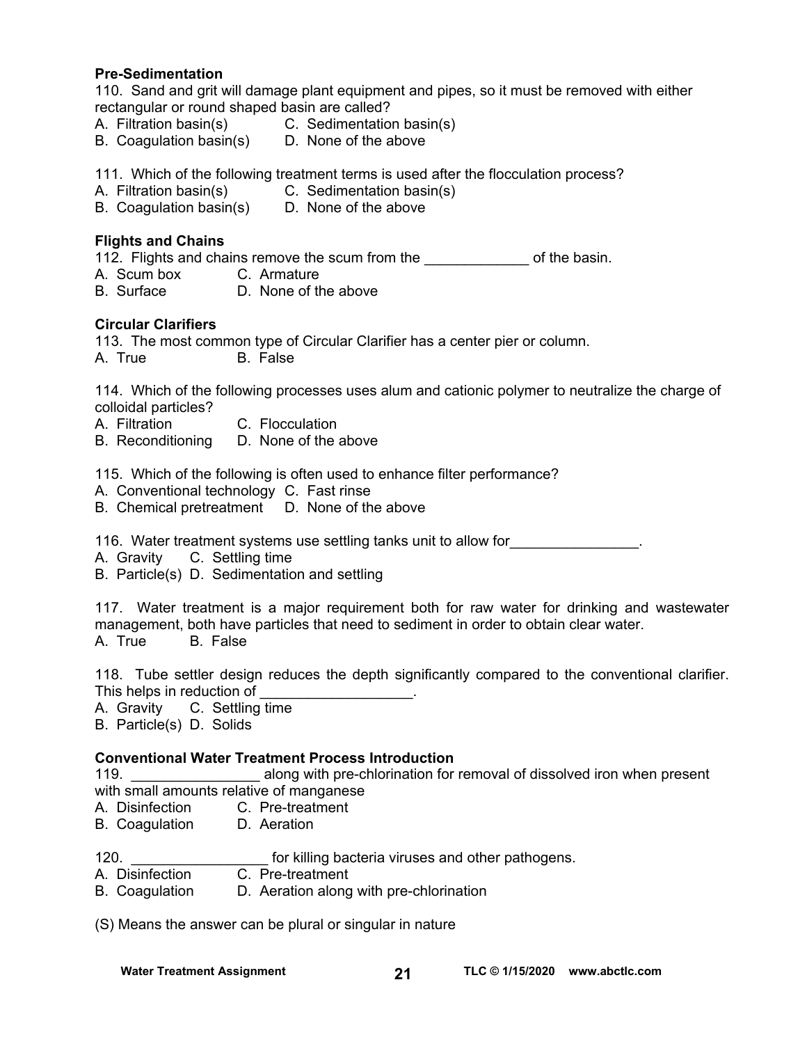**Pre-Sedimentation**

110. Sand and grit will damage plant equipment and pipes, so it must be removed with either rectangular or round shaped basin are called?

A. Filtration basin(s) C. Sedimentation basin(s)
B. Coagulation basin(s) D. None of the above

111. Which of the following treatment terms is used after the flocculation process?

A. Filtration basin(s) C. Sedimentation basin(s)
B. Coagulation basin(s) D. None of the above

**Flights and Chains**

112. Flights and chains remove the scum from the _____________ of the basin.

A. Scum box C. Armature
B. Surface D. None of the above

**Circular Clarifiers**

113. The most common type of Circular Clarifier has a center pier or column.

A. True B. False

114. Which of the following processes uses alum and cationic polymer to neutralize the charge of colloidal particles?

A. Filtration C. Flocculation
B. Reconditioning D. None of the above

115. Which of the following is often used to enhance filter performance?

A. Conventional technology C. Fast rinse
B. Chemical pretreatment D. None of the above

116. Water treatment systems use settling tanks unit to allow for________________.

A. Gravity C. Settling time
B. Particle(s) D. Sedimentation and settling

117. Water treatment is a major requirement both for raw water for drinking and wastewater management, both have particles that need to sediment in order to obtain clear water.

A. True B. False

118. Tube settler design reduces the depth significantly compared to the conventional clarifier. This helps in reduction of ___________________.

A. Gravity C. Settling time
B. Particle(s) D. Solids

**Conventional Water Treatment Process Introduction**

119. ________________ along with pre-chlorination for removal of dissolved iron when present with small amounts relative of manganese

A. Disinfection C. Pre-treatment
B. Coagulation D. Aeration

120. _________________ for killing bacteria viruses and other pathogens.

A. Disinfection C. Pre-treatment
B. Coagulation D. Aeration along with pre-chlorination

(S) Means the answer can be plural or singular in nature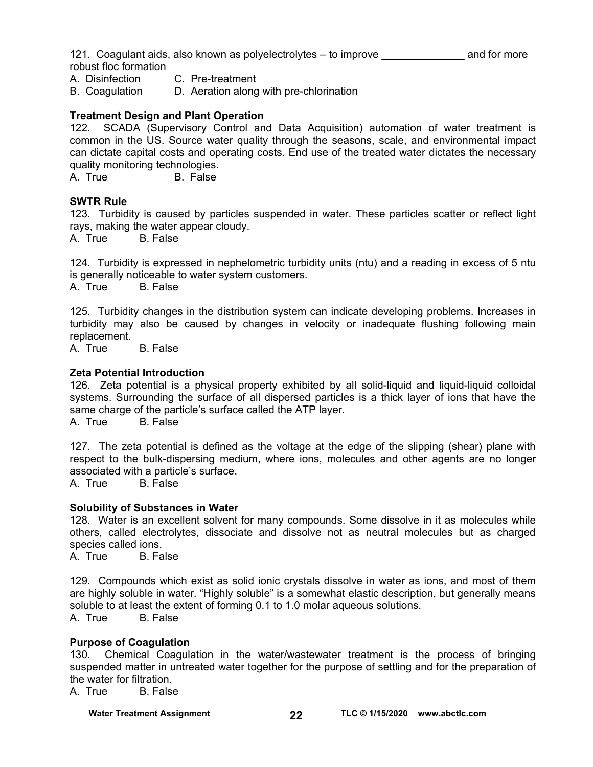121. Coagulant aids, also known as polyelectrolytes – to improve ______________ and for more robust floc formation

A. Disinfection  C. Pre-treatment
B. Coagulation  D. Aeration along with pre-chlorination

**Treatment Design and Plant Operation**

122. SCADA (Supervisory Control and Data Acquisition) automation of water treatment is common in the US. Source water quality through the seasons, scale, and environmental impact can dictate capital costs and operating costs. End use of the treated water dictates the necessary quality monitoring technologies.

A. True  B. False

**SWTR Rule**

123. Turbidity is caused by particles suspended in water. These particles scatter or reflect light rays, making the water appear cloudy.

A. True  B. False

124. Turbidity is expressed in nephelometric turbidity units (ntu) and a reading in excess of 5 ntu is generally noticeable to water system customers.

A. True  B. False

125. Turbidity changes in the distribution system can indicate developing problems. Increases in turbidity may also be caused by changes in velocity or inadequate flushing following main replacement.

A. True  B. False

**Zeta Potential Introduction**

126. Zeta potential is a physical property exhibited by all solid-liquid and liquid-liquid colloidal systems. Surrounding the surface of all dispersed particles is a thick layer of ions that have the same charge of the particle's surface called the ATP layer.

A. True  B. False

127. The zeta potential is defined as the voltage at the edge of the slipping (shear) plane with respect to the bulk-dispersing medium, where ions, molecules and other agents are no longer associated with a particle's surface.

A. True  B. False

**Solubility of Substances in Water**

128. Water is an excellent solvent for many compounds. Some dissolve in it as molecules while others, called electrolytes, dissociate and dissolve not as neutral molecules but as charged species called ions.

A. True  B. False

129. Compounds which exist as solid ionic crystals dissolve in water as ions, and most of them are highly soluble in water. "Highly soluble" is a somewhat elastic description, but generally means soluble to at least the extent of forming 0.1 to 1.0 molar aqueous solutions.

A. True  B. False

**Purpose of Coagulation**

130. Chemical Coagulation in the water/wastewater treatment is the process of bringing suspended matter in untreated water together for the purpose of settling and for the preparation of the water for filtration.

A. True  B. False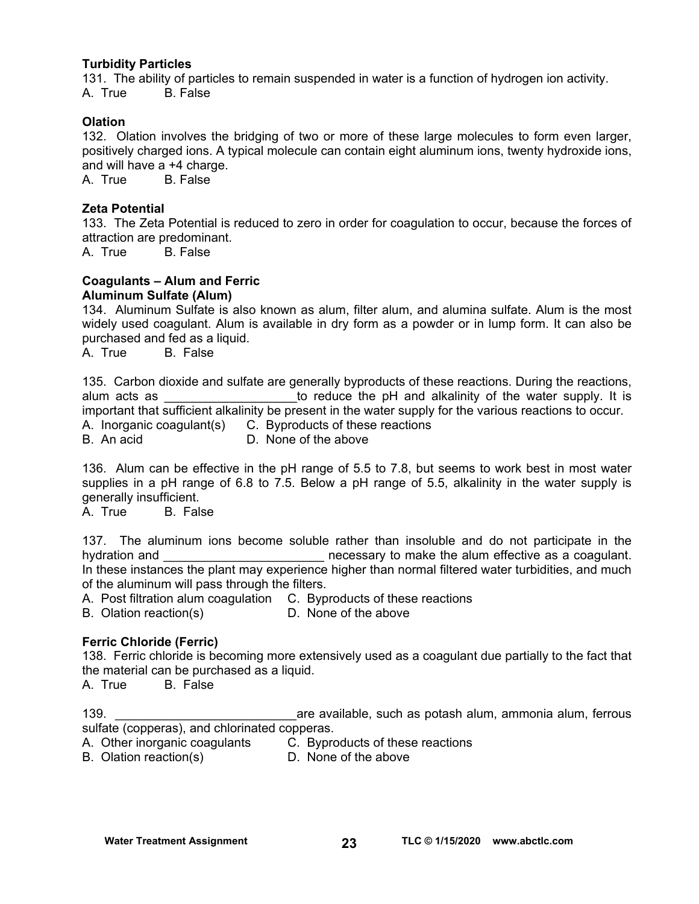**Turbidity Particles**

131. The ability of particles to remain suspended in water is a function of hydrogen ion activity.
A. True B. False

**Olation**

132. Olation involves the bridging of two or more of these large molecules to form even larger, positively charged ions. A typical molecule can contain eight aluminum ions, twenty hydroxide ions, and will have a +4 charge.
A. True B. False

**Zeta Potential**

133. The Zeta Potential is reduced to zero in order for coagulation to occur, because the forces of attraction are predominant.
A. True B. False

**Coagulants – Alum and Ferric**
**Aluminum Sulfate (Alum)**

134. Aluminum Sulfate is also known as alum, filter alum, and alumina sulfate. Alum is the most widely used coagulant. Alum is available in dry form as a powder or in lump form. It can also be purchased and fed as a liquid.
A. True B. False

135. Carbon dioxide and sulfate are generally byproducts of these reactions. During the reactions, alum acts as ___________________to reduce the pH and alkalinity of the water supply. It is important that sufficient alkalinity be present in the water supply for the various reactions to occur.
A. Inorganic coagulant(s) C. Byproducts of these reactions
B. An acid D. None of the above

136. Alum can be effective in the pH range of 5.5 to 7.8, but seems to work best in most water supplies in a pH range of 6.8 to 7.5. Below a pH range of 5.5, alkalinity in the water supply is generally insufficient.
A. True B. False

137. The aluminum ions become soluble rather than insoluble and do not participate in the hydration and _______________________ necessary to make the alum effective as a coagulant. In these instances the plant may experience higher than normal filtered water turbidities, and much of the aluminum will pass through the filters.
A. Post filtration alum coagulation C. Byproducts of these reactions
B. Olation reaction(s) D. None of the above

**Ferric Chloride (Ferric)**

138. Ferric chloride is becoming more extensively used as a coagulant due partially to the fact that the material can be purchased as a liquid.
A. True B. False

139. __________________________are available, such as potash alum, ammonia alum, ferrous sulfate (copperas), and chlorinated copperas.
A. Other inorganic coagulants C. Byproducts of these reactions
B. Olation reaction(s) D. None of the above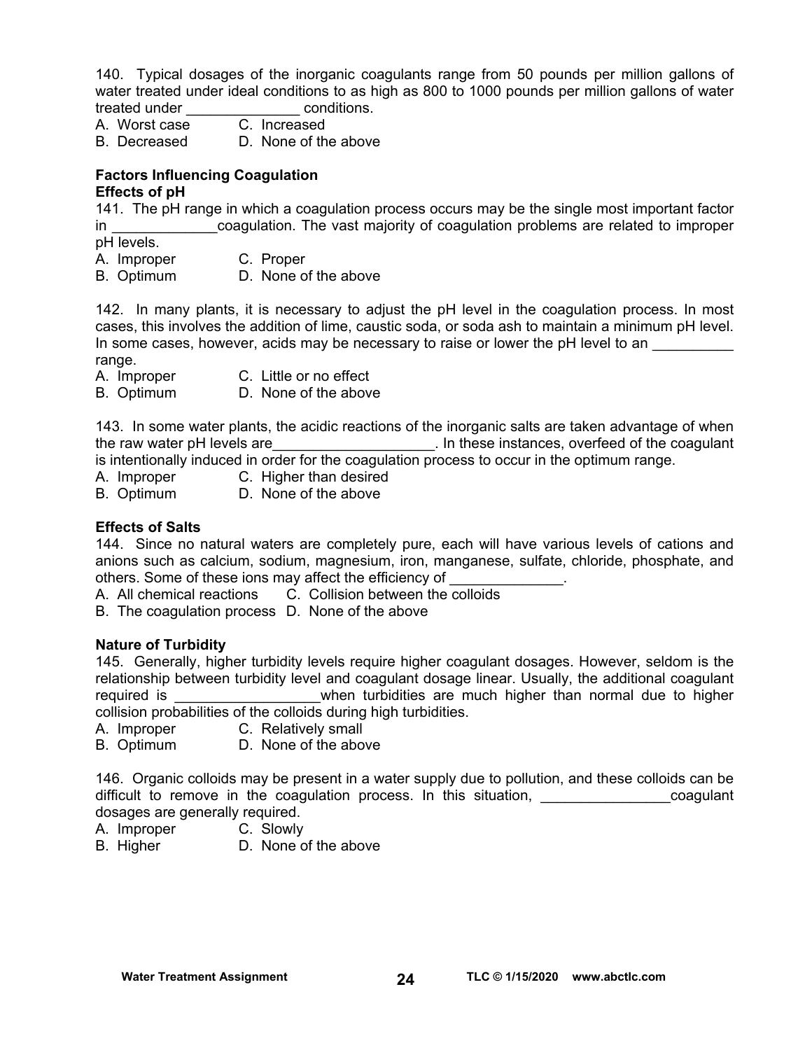140. Typical dosages of the inorganic coagulants range from 50 pounds per million gallons of water treated under ideal conditions to as high as 800 to 1000 pounds per million gallons of water treated under ______________ conditions.

A. Worst case C. Increased
B. Decreased D. None of the above

**Factors Influencing Coagulation**
**Effects of pH**

141. The pH range in which a coagulation process occurs may be the single most important factor in _____________coagulation. The vast majority of coagulation problems are related to improper pH levels.

A. Improper C. Proper
B. Optimum D. None of the above

142. In many plants, it is necessary to adjust the pH level in the coagulation process. In most cases, this involves the addition of lime, caustic soda, or soda ash to maintain a minimum pH level. In some cases, however, acids may be necessary to raise or lower the pH level to an __________ range.

A. Improper C. Little or no effect
B. Optimum D. None of the above

143. In some water plants, the acidic reactions of the inorganic salts are taken advantage of when the raw water pH levels are____________________. In these instances, overfeed of the coagulant is intentionally induced in order for the coagulation process to occur in the optimum range.

A. Improper C. Higher than desired
B. Optimum D. None of the above

**Effects of Salts**

144. Since no natural waters are completely pure, each will have various levels of cations and anions such as calcium, sodium, magnesium, iron, manganese, sulfate, chloride, phosphate, and others. Some of these ions may affect the efficiency of ______________.

A. All chemical reactions C. Collision between the colloids
B. The coagulation process D. None of the above

**Nature of Turbidity**

145. Generally, higher turbidity levels require higher coagulant dosages. However, seldom is the relationship between turbidity level and coagulant dosage linear. Usually, the additional coagulant required is __________________when turbidities are much higher than normal due to higher collision probabilities of the colloids during high turbidities.

A. Improper C. Relatively small
B. Optimum D. None of the above

146. Organic colloids may be present in a water supply due to pollution, and these colloids can be difficult to remove in the coagulation process. In this situation, ________________coagulant dosages are generally required.

A. Improper C. Slowly
B. Higher D. None of the above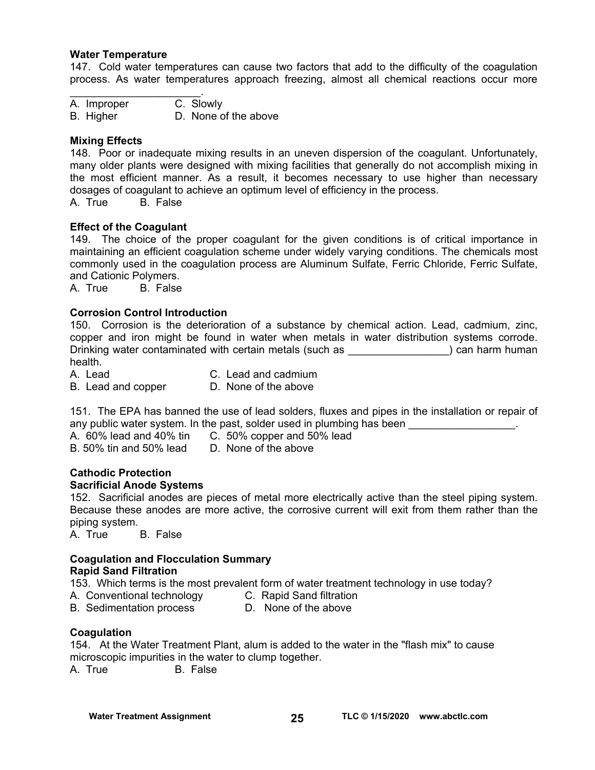**Water Temperature**

147. Cold water temperatures can cause two factors that add to the difficulty of the coagulation process. As water temperatures approach freezing, almost all chemical reactions occur more ______________________.

A. Improper  
B. Higher  
C. Slowly  
D. None of the above

**Mixing Effects**

148. Poor or inadequate mixing results in an uneven dispersion of the coagulant. Unfortunately, many older plants were designed with mixing facilities that generally do not accomplish mixing in the most efficient manner. As a result, it becomes necessary to use higher than necessary dosages of coagulant to achieve an optimum level of efficiency in the process.

A. True  B. False

**Effect of the Coagulant**

149. The choice of the proper coagulant for the given conditions is of critical importance in maintaining an efficient coagulation scheme under widely varying conditions. The chemicals most commonly used in the coagulation process are Aluminum Sulfate, Ferric Chloride, Ferric Sulfate, and Cationic Polymers.

A. True  B. False

**Corrosion Control Introduction**

150. Corrosion is the deterioration of a substance by chemical action. Lead, cadmium, zinc, copper and iron might be found in water when metals in water distribution systems corrode. Drinking water contaminated with certain metals (such as ________________) can harm human health.

A. Lead  
B. Lead and copper  
C. Lead and cadmium  
D. None of the above

151. The EPA has banned the use of lead solders, fluxes and pipes in the installation or repair of any public water system. In the past, solder used in plumbing has been _________________.

A. 60% lead and 40% tin  
B. 50% tin and 50% lead  
C. 50% copper and 50% lead  
D. None of the above

**Cathodic Protection**

**Sacrificial Anode Systems**

152. Sacrificial anodes are pieces of metal more electrically active than the steel piping system. Because these anodes are more active, the corrosive current will exit from them rather than the piping system.

A. True  B. False

**Coagulation and Flocculation Summary**

**Rapid Sand Filtration**

153. Which terms is the most prevalent form of water treatment technology in use today?

A. Conventional technology  
B. Sedimentation process  
C. Rapid Sand filtration  
D. None of the above

**Coagulation**

154. At the Water Treatment Plant, alum is added to the water in the "flash mix" to cause microscopic impurities in the water to clump together.

A. True  B. False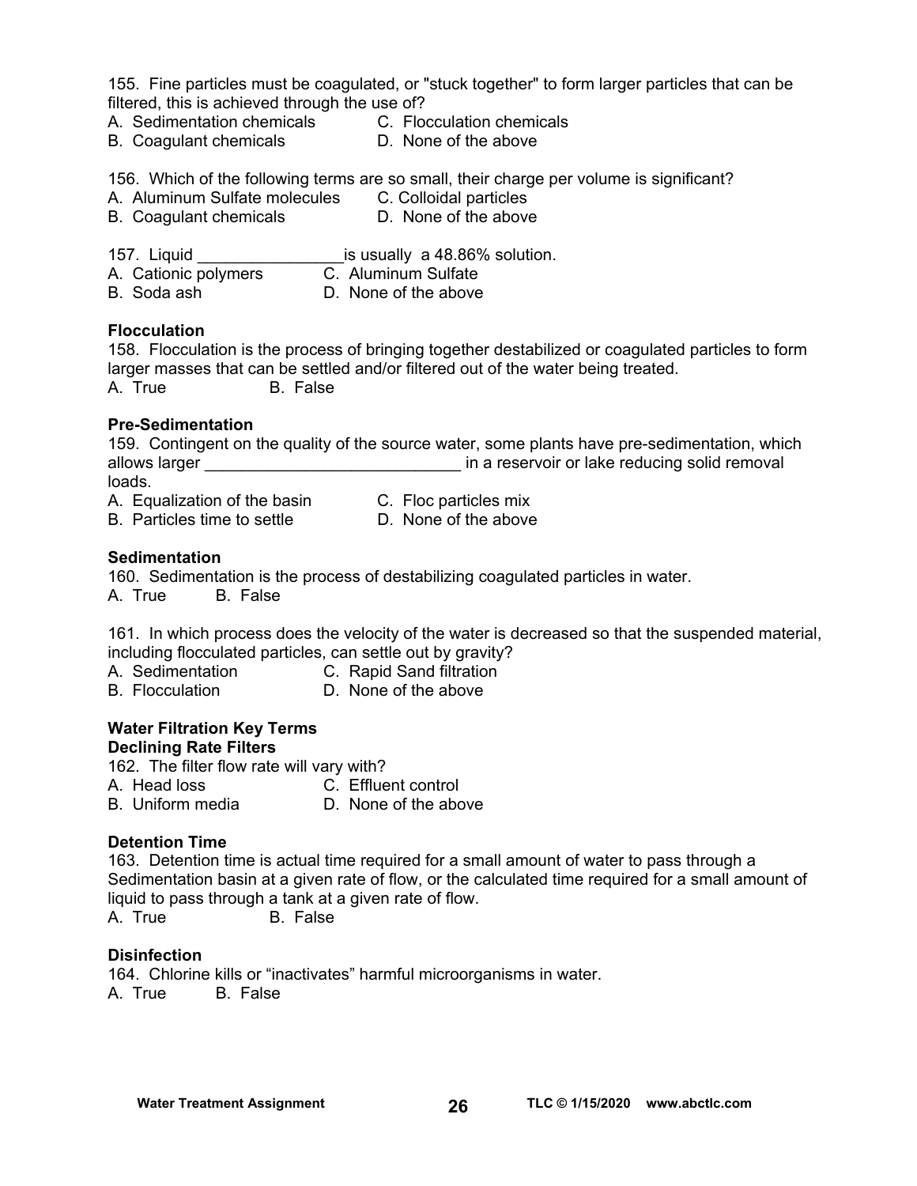155. Fine particles must be coagulated, or "stuck together" to form larger particles that can be filtered, this is achieved through the use of?

A. Sedimentation chemicals
B. Coagulant chemicals
C. Flocculation chemicals
D. None of the above

156. Which of the following terms are so small, their charge per volume is significant?

A. Aluminum Sulfate molecules
B. Coagulant chemicals
C. Colloidal particles
D. None of the above

157. Liquid ________________is usually a 48.86% solution.

A. Cationic polymers
B. Soda ash
C. Aluminum Sulfate
D. None of the above

**Flocculation**

158. Flocculation is the process of bringing together destabilized or coagulated particles to form larger masses that can be settled and/or filtered out of the water being treated.

A. True
B. False

**Pre-Sedimentation**

159. Contingent on the quality of the source water, some plants have pre-sedimentation, which allows larger ____________________________ in a reservoir or lake reducing solid removal loads.

A. Equalization of the basin
B. Particles time to settle
C. Floc particles mix
D. None of the above

**Sedimentation**

160. Sedimentation is the process of destabilizing coagulated particles in water.

A. True
B. False

161. In which process does the velocity of the water is decreased so that the suspended material, including flocculated particles, can settle out by gravity?

A. Sedimentation
B. Flocculation
C. Rapid Sand filtration
D. None of the above

**Water Filtration Key Terms**

**Declining Rate Filters**

162. The filter flow rate will vary with?

A. Head loss
B. Uniform media
C. Effluent control
D. None of the above

**Detention Time**

163. Detention time is actual time required for a small amount of water to pass through a Sedimentation basin at a given rate of flow, or the calculated time required for a small amount of liquid to pass through a tank at a given rate of flow.

A. True
B. False

**Disinfection**

164. Chlorine kills or "inactivates" harmful microorganisms in water.

A. True
B. False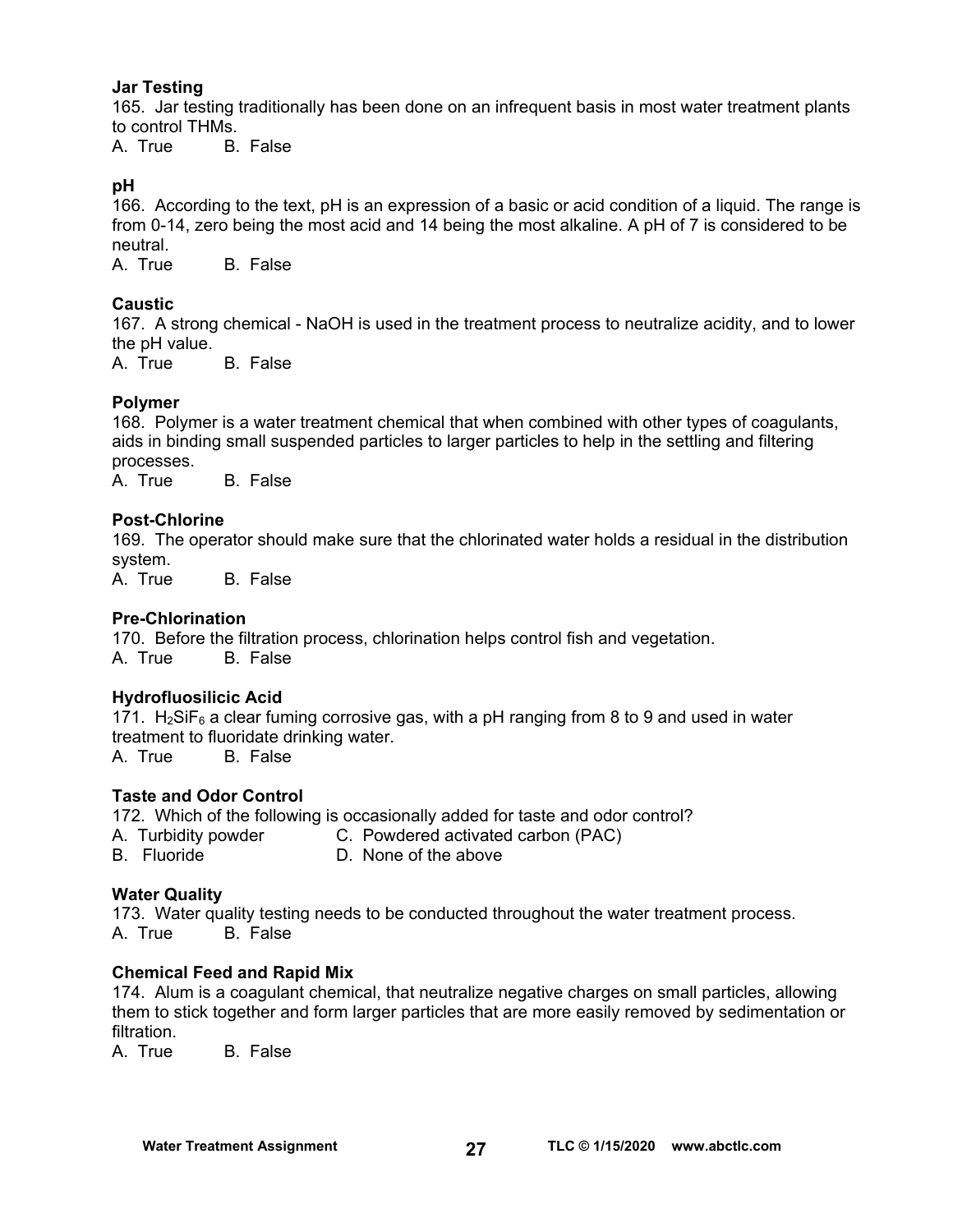**Jar Testing**

165. Jar testing traditionally has been done on an infrequent basis in most water treatment plants to control THMs.

A. True B. False

**pH**

166. According to the text, pH is an expression of a basic or acid condition of a liquid. The range is from 0-14, zero being the most acid and 14 being the most alkaline. A pH of 7 is considered to be neutral.

A. True B. False

**Caustic**

167. A strong chemical - NaOH is used in the treatment process to neutralize acidity, and to lower the pH value.

A. True B. False

**Polymer**

168. Polymer is a water treatment chemical that when combined with other types of coagulants, aids in binding small suspended particles to larger particles to help in the settling and filtering processes.

A. True B. False

**Post-Chlorine**

169. The operator should make sure that the chlorinated water holds a residual in the distribution system.

A. True B. False

**Pre-Chlorination**

170. Before the filtration process, chlorination helps control fish and vegetation.

A. True B. False

**Hydrofluosilicic Acid**

171. $H_2SiF_6$ a clear fuming corrosive gas, with a pH ranging from 8 to 9 and used in water treatment to fluoridate drinking water.

A. True B. False

**Taste and Odor Control**

172. Which of the following is occasionally added for taste and odor control?

A. Turbidity powder
B. Fluoride
C. Powdered activated carbon (PAC)
D. None of the above

**Water Quality**

173. Water quality testing needs to be conducted throughout the water treatment process.

A. True B. False

**Chemical Feed and Rapid Mix**

174. Alum is a coagulant chemical, that neutralize negative charges on small particles, allowing them to stick together and form larger particles that are more easily removed by sedimentation or filtration.

A. True B. False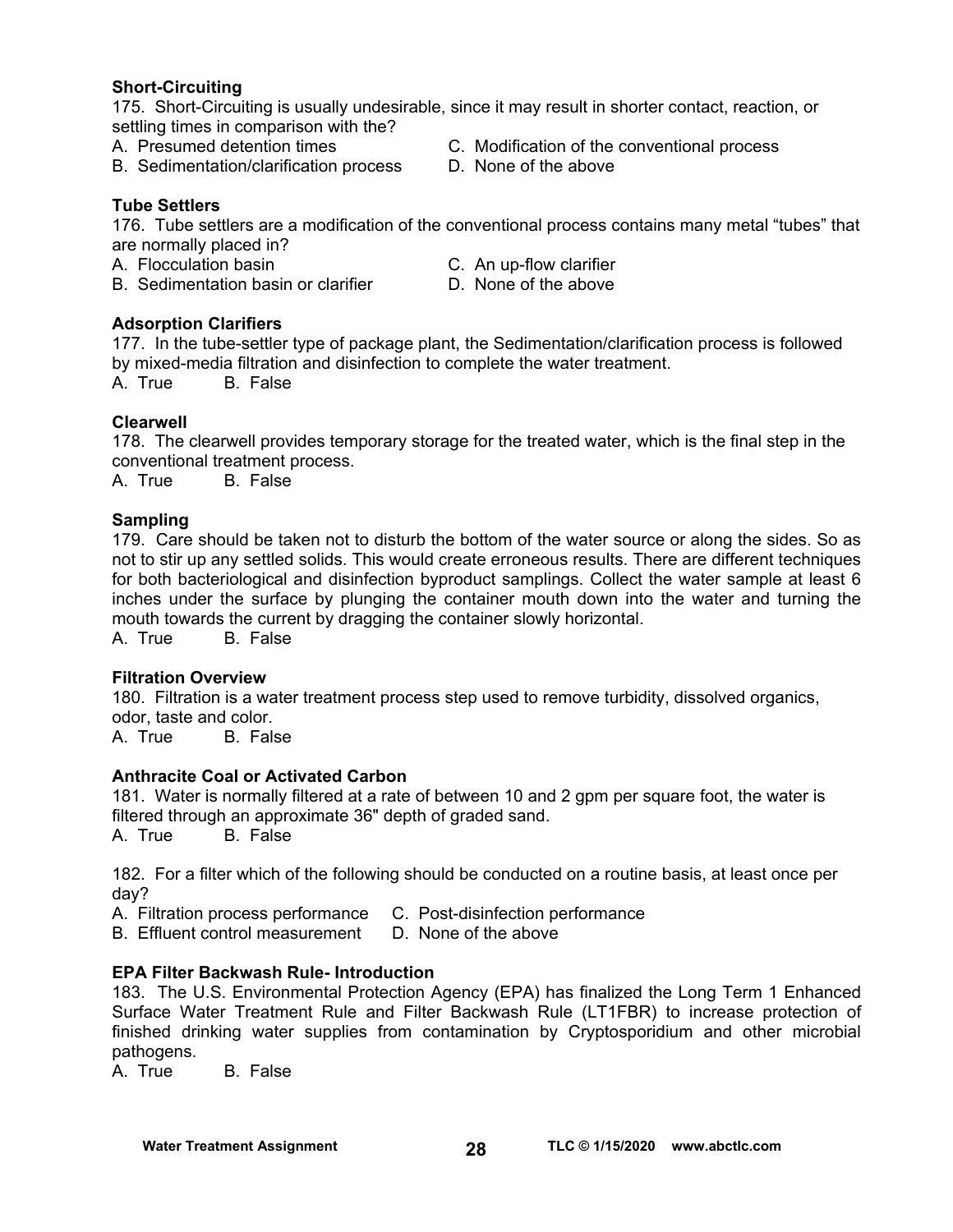**Short-Circuiting**

175. Short-Circuiting is usually undesirable, since it may result in shorter contact, reaction, or settling times in comparison with the?

A. Presumed detention times
B. Sedimentation/clarification process
C. Modification of the conventional process
D. None of the above

**Tube Settlers**

176. Tube settlers are a modification of the conventional process contains many metal "tubes" that are normally placed in?

A. Flocculation basin
B. Sedimentation basin or clarifier
C. An up-flow clarifier
D. None of the above

**Adsorption Clarifiers**

177. In the tube-settler type of package plant, the Sedimentation/clarification process is followed by mixed-media filtration and disinfection to complete the water treatment.

A. True B. False

**Clearwell**

178. The clearwell provides temporary storage for the treated water, which is the final step in the conventional treatment process.

A. True B. False

**Sampling**

179. Care should be taken not to disturb the bottom of the water source or along the sides. So as not to stir up any settled solids. This would create erroneous results. There are different techniques for both bacteriological and disinfection byproduct samplings. Collect the water sample at least 6 inches under the surface by plunging the container mouth down into the water and turning the mouth towards the current by dragging the container slowly horizontal.

A. True B. False

**Filtration Overview**

180. Filtration is a water treatment process step used to remove turbidity, dissolved organics, odor, taste and color.

A. True B. False

**Anthracite Coal or Activated Carbon**

181. Water is normally filtered at a rate of between 10 and 2 gpm per square foot, the water is filtered through an approximate 36" depth of graded sand.

A. True B. False

182. For a filter which of the following should be conducted on a routine basis, at least once per day?

A. Filtration process performance
B. Effluent control measurement
C. Post-disinfection performance
D. None of the above

**EPA Filter Backwash Rule- Introduction**

183. The U.S. Environmental Protection Agency (EPA) has finalized the Long Term 1 Enhanced Surface Water Treatment Rule and Filter Backwash Rule (LT1FBR) to increase protection of finished drinking water supplies from contamination by Cryptosporidium and other microbial pathogens.

A. True B. False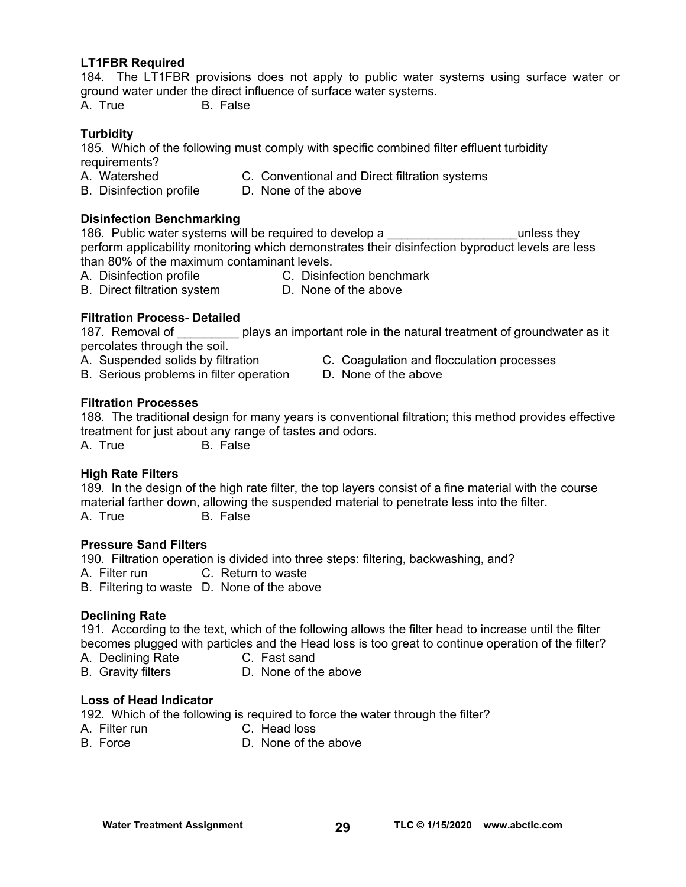**LT1FBR Required**

184. The LT1FBR provisions does not apply to public water systems using surface water or ground water under the direct influence of surface water systems.

A. True B. False

**Turbidity**

185. Which of the following must comply with specific combined filter effluent turbidity requirements?

A. Watershed
B. Disinfection profile
C. Conventional and Direct filtration systems
D. None of the above

**Disinfection Benchmarking**

186. Public water systems will be required to develop a ___________________unless they perform applicability monitoring which demonstrates their disinfection byproduct levels are less than 80% of the maximum contaminant levels.

A. Disinfection profile
B. Direct filtration system
C. Disinfection benchmark
D. None of the above

**Filtration Process- Detailed**

187. Removal of _________ plays an important role in the natural treatment of groundwater as it percolates through the soil.

A. Suspended solids by filtration
B. Serious problems in filter operation
C. Coagulation and flocculation processes
D. None of the above

**Filtration Processes**

188. The traditional design for many years is conventional filtration; this method provides effective treatment for just about any range of tastes and odors.

A. True B. False

**High Rate Filters**

189. In the design of the high rate filter, the top layers consist of a fine material with the course material farther down, allowing the suspended material to penetrate less into the filter.

A. True B. False

**Pressure Sand Filters**

190. Filtration operation is divided into three steps: filtering, backwashing, and?

A. Filter run
B. Filtering to waste
C. Return to waste
D. None of the above

**Declining Rate**

191. According to the text, which of the following allows the filter head to increase until the filter becomes plugged with particles and the Head loss is too great to continue operation of the filter?

A. Declining Rate
B. Gravity filters
C. Fast sand
D. None of the above

**Loss of Head Indicator**

192. Which of the following is required to force the water through the filter?

A. Filter run
B. Force
C. Head loss
D. None of the above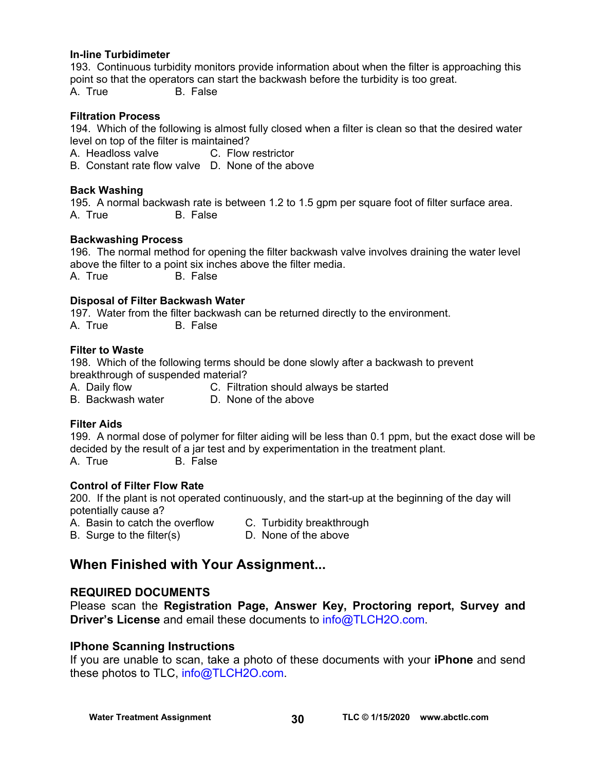**In-line Turbidimeter**

193. Continuous turbidity monitors provide information about when the filter is approaching this point so that the operators can start the backwash before the turbidity is too great.

A. True B. False

**Filtration Process**

194. Which of the following is almost fully closed when a filter is clean so that the desired water level on top of the filter is maintained?

A. Headloss valve
B. Constant rate flow valve
C. Flow restrictor
D. None of the above

**Back Washing**

195. A normal backwash rate is between 1.2 to 1.5 gpm per square foot of filter surface area.

A. True B. False

**Backwashing Process**

196. The normal method for opening the filter backwash valve involves draining the water level above the filter to a point six inches above the filter media.

A. True B. False

**Disposal of Filter Backwash Water**

197. Water from the filter backwash can be returned directly to the environment.

A. True B. False

**Filter to Waste**

198. Which of the following terms should be done slowly after a backwash to prevent breakthrough of suspended material?

A. Daily flow
B. Backwash water
C. Filtration should always be started
D. None of the above

**Filter Aids**

199. A normal dose of polymer for filter aiding will be less than 0.1 ppm, but the exact dose will be decided by the result of a jar test and by experimentation in the treatment plant.

A. True B. False

**Control of Filter Flow Rate**

200. If the plant is not operated continuously, and the start-up at the beginning of the day will potentially cause a?

A. Basin to catch the overflow
B. Surge to the filter(s)
C. Turbidity breakthrough
D. None of the above

## When Finished with Your Assignment...

### REQUIRED DOCUMENTS

Please scan the **Registration Page, Answer Key, Proctoring report, Survey and Driver's License** and email these documents to info@TLCH2O.com.

### IPhone Scanning Instructions

If you are unable to scan, take a photo of these documents with your **iPhone** and send these photos to TLC, info@TLCH2O.com.